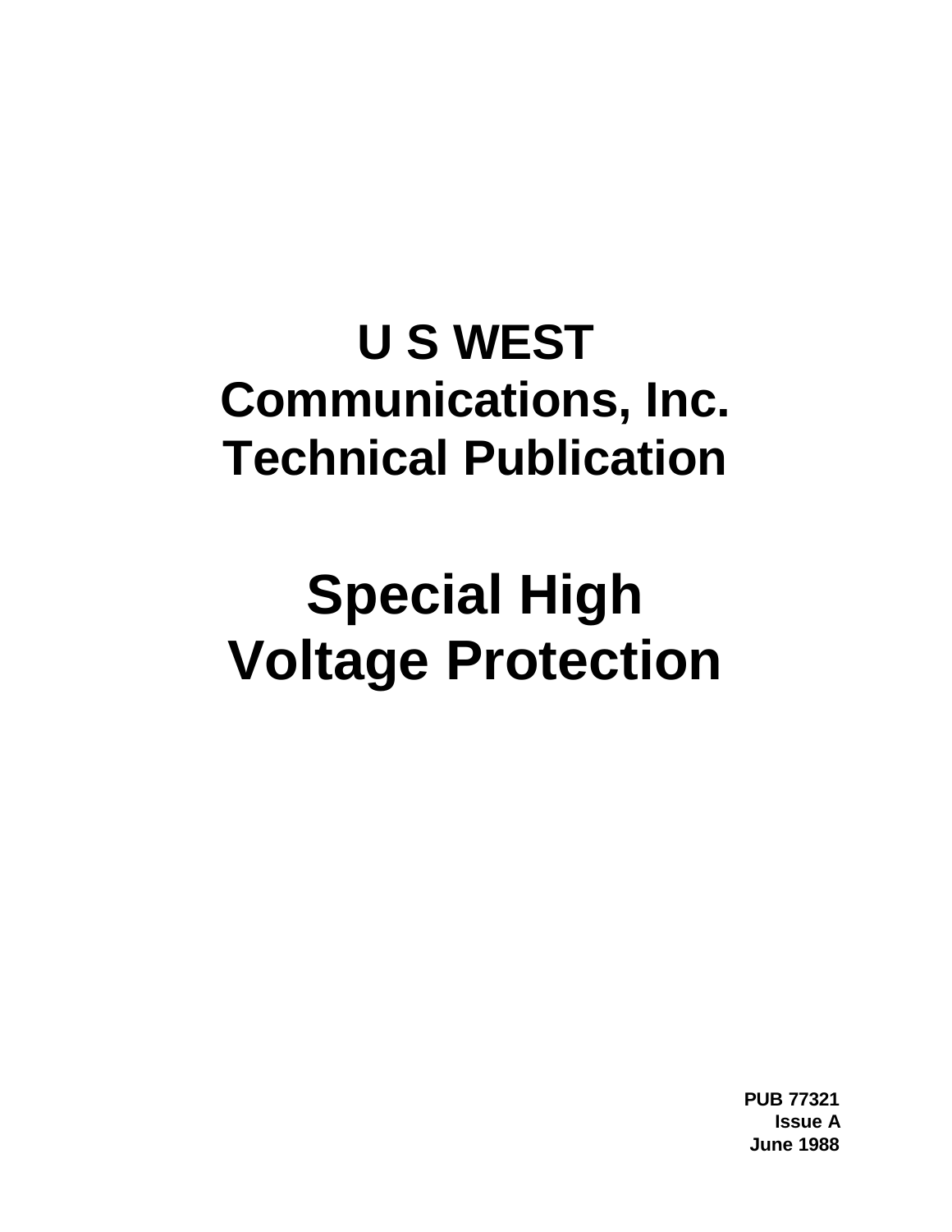# U S WEST Communications, Inc. Technical Publication

# Special High Voltage Protection

**PUB 77321**
**Issue A**
**June 1988**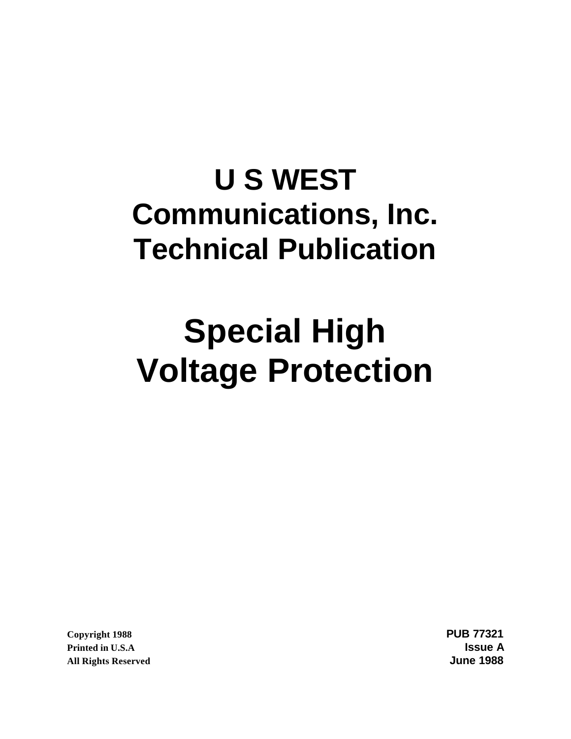# U S WEST Communications, Inc. Technical Publication

# Special High Voltage Protection

Copyright 1988
Printed in U.S.A
All Rights Reserved

**PUB 77321**
**Issue A**
**June 1988**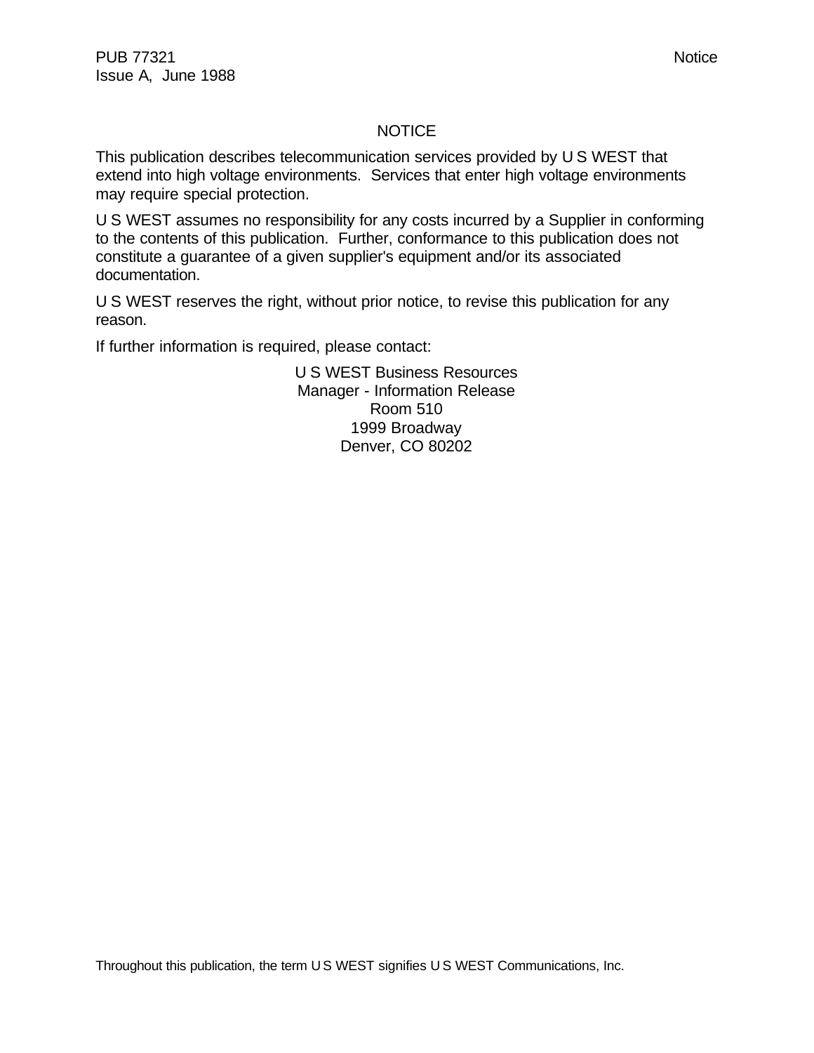# NOTICE

This publication describes telecommunication services provided by U S WEST that extend into high voltage environments. Services that enter high voltage environments may require special protection.

U S WEST assumes no responsibility for any costs incurred by a Supplier in conforming to the contents of this publication. Further, conformance to this publication does not constitute a guarantee of a given supplier's equipment and/or its associated documentation.

U S WEST reserves the right, without prior notice, to revise this publication for any reason.

If further information is required, please contact:

U S WEST Business Resources
Manager - Information Release
Room 510
1999 Broadway
Denver, CO 80202

Throughout this publication, the term U S WEST signifies U S WEST Communications, Inc.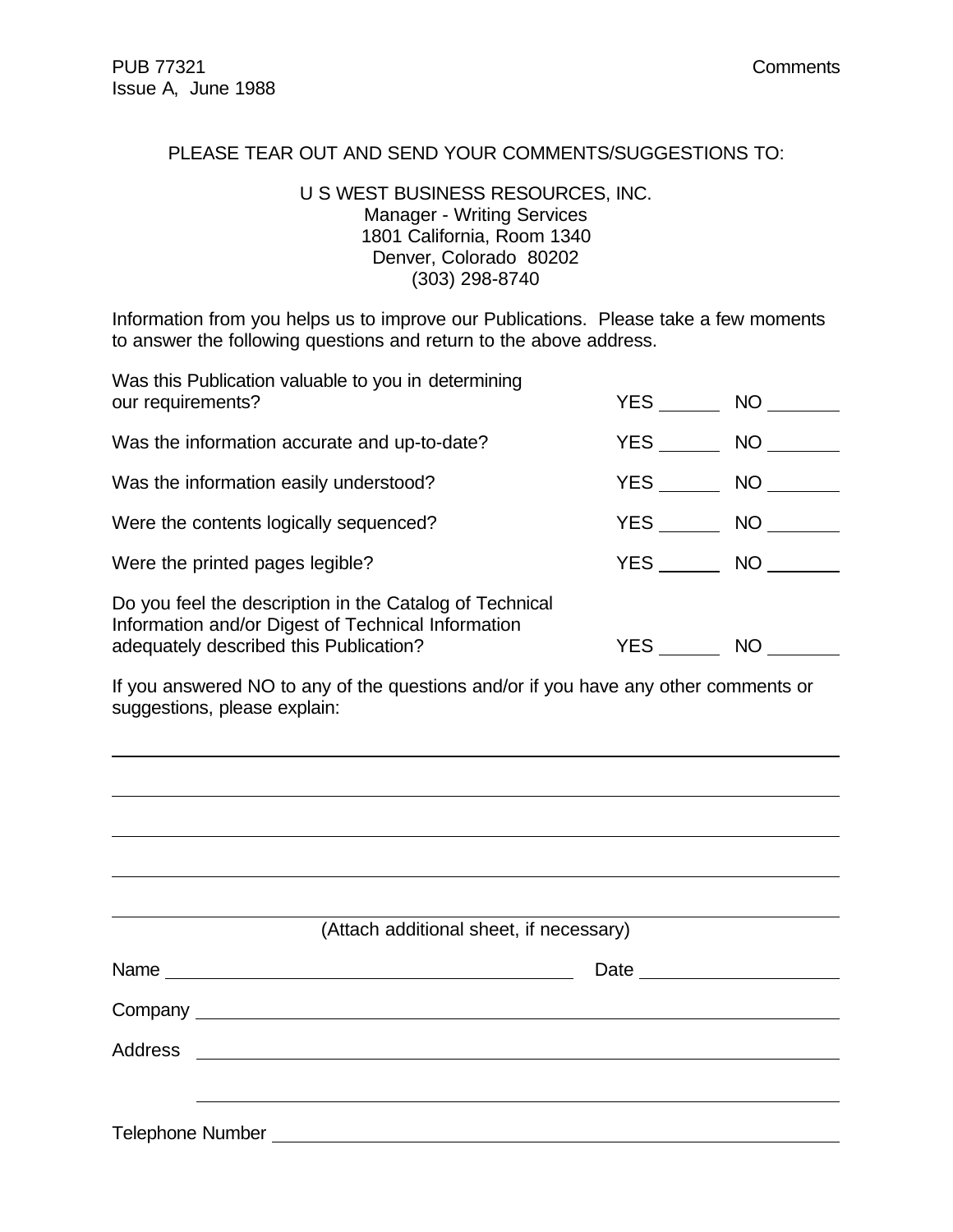PLEASE TEAR OUT AND SEND YOUR COMMENTS/SUGGESTIONS TO:

U S WEST BUSINESS RESOURCES, INC.
Manager - Writing Services
1801 California, Room 1340
Denver, Colorado 80202
(303) 298-8740

Information from you helps us to improve our Publications. Please take a few moments to answer the following questions and return to the above address.

Was this Publication valuable to you in determining our requirements? YES ______ NO ______

Was the information accurate and up-to-date? YES ______ NO ______

Was the information easily understood? YES ______ NO ______

Were the contents logically sequenced? YES ______ NO ______

Were the printed pages legible? YES ______ NO ______

Do you feel the description in the Catalog of Technical Information and/or Digest of Technical Information adequately described this Publication? YES ______ NO ______

If you answered NO to any of the questions and/or if you have any other comments or suggestions, please explain:

______________________________________________________________________

______________________________________________________________________

______________________________________________________________________

______________________________________________________________________

______________________________________________________________________

(Attach additional sheet, if necessary)

Name ________________________________ Date ________________

Company ______________________________________________________

Address ______________________________________________________

______________________________________________________

Telephone Number ______________________________________________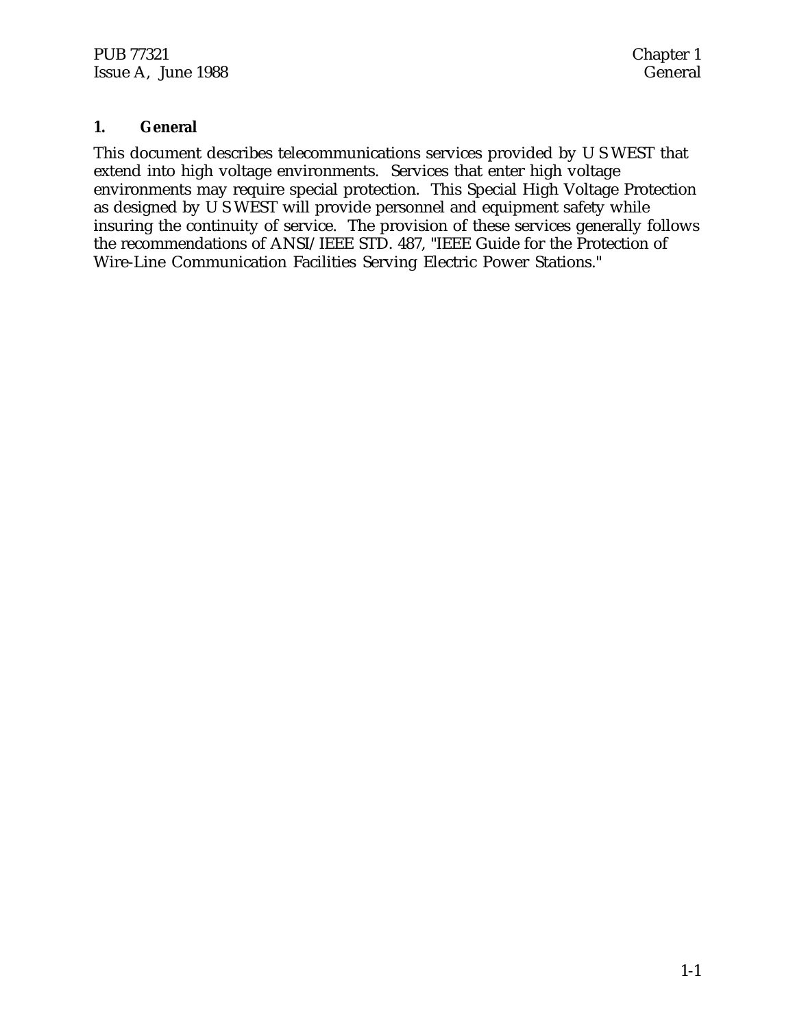# 1. General

This document describes telecommunications services provided by U S WEST that extend into high voltage environments. Services that enter high voltage environments may require special protection. This Special High Voltage Protection as designed by U S WEST will provide personnel and equipment safety while insuring the continuity of service. The provision of these services generally follows the recommendations of ANSI/IEEE STD. 487, "IEEE Guide for the Protection of Wire-Line Communication Facilities Serving Electric Power Stations."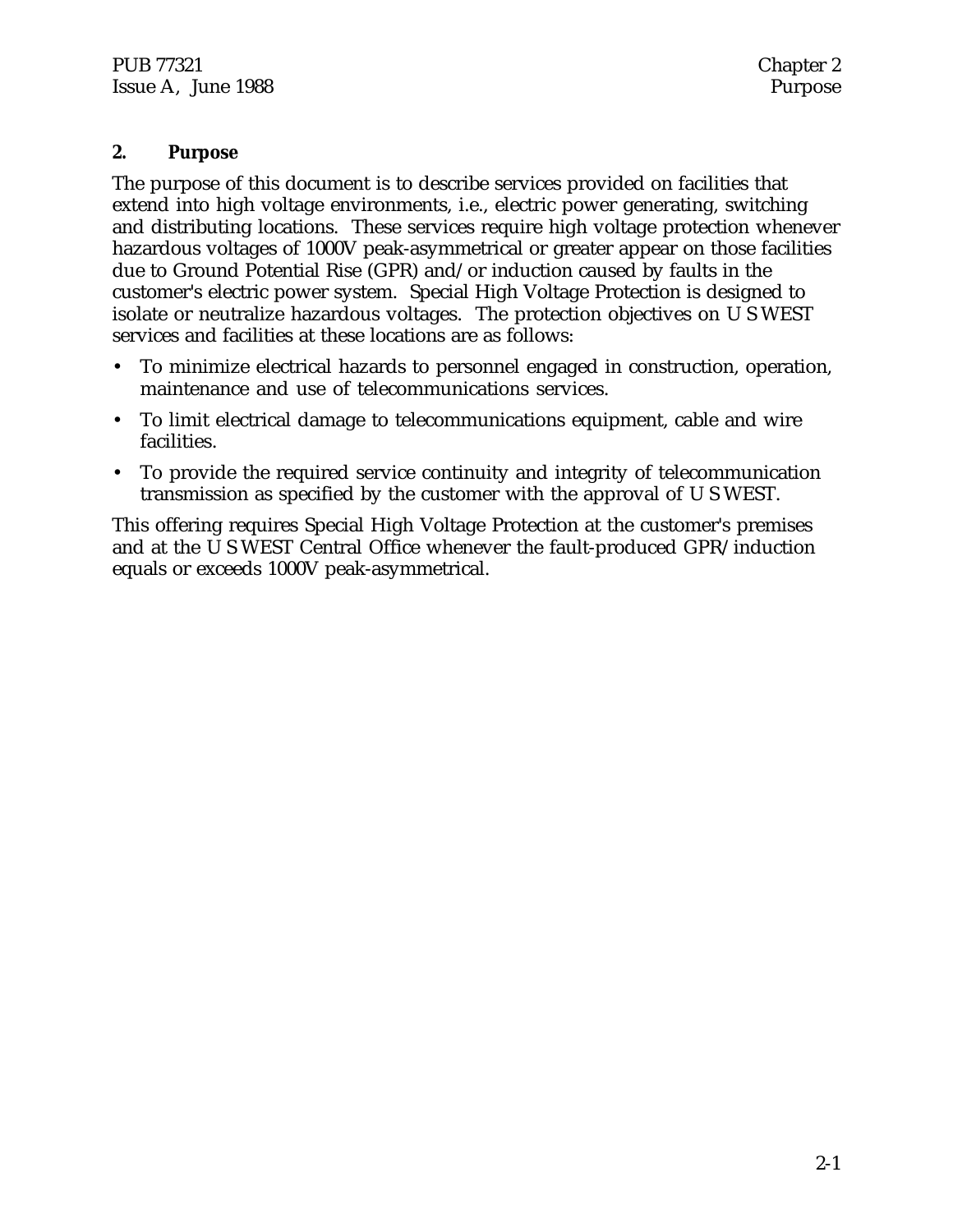## 2. Purpose

The purpose of this document is to describe services provided on facilities that extend into high voltage environments, i.e., electric power generating, switching and distributing locations. These services require high voltage protection whenever hazardous voltages of 1000V peak-asymmetrical or greater appear on those facilities due to Ground Potential Rise (GPR) and/or induction caused by faults in the customer's electric power system. Special High Voltage Protection is designed to isolate or neutralize hazardous voltages. The protection objectives on U S WEST services and facilities at these locations are as follows:

- To minimize electrical hazards to personnel engaged in construction, operation, maintenance and use of telecommunications services.
- To limit electrical damage to telecommunications equipment, cable and wire facilities.
- To provide the required service continuity and integrity of telecommunication transmission as specified by the customer with the approval of U S WEST.

This offering requires Special High Voltage Protection at the customer's premises and at the U S WEST Central Office whenever the fault-produced GPR/induction equals or exceeds 1000V peak-asymmetrical.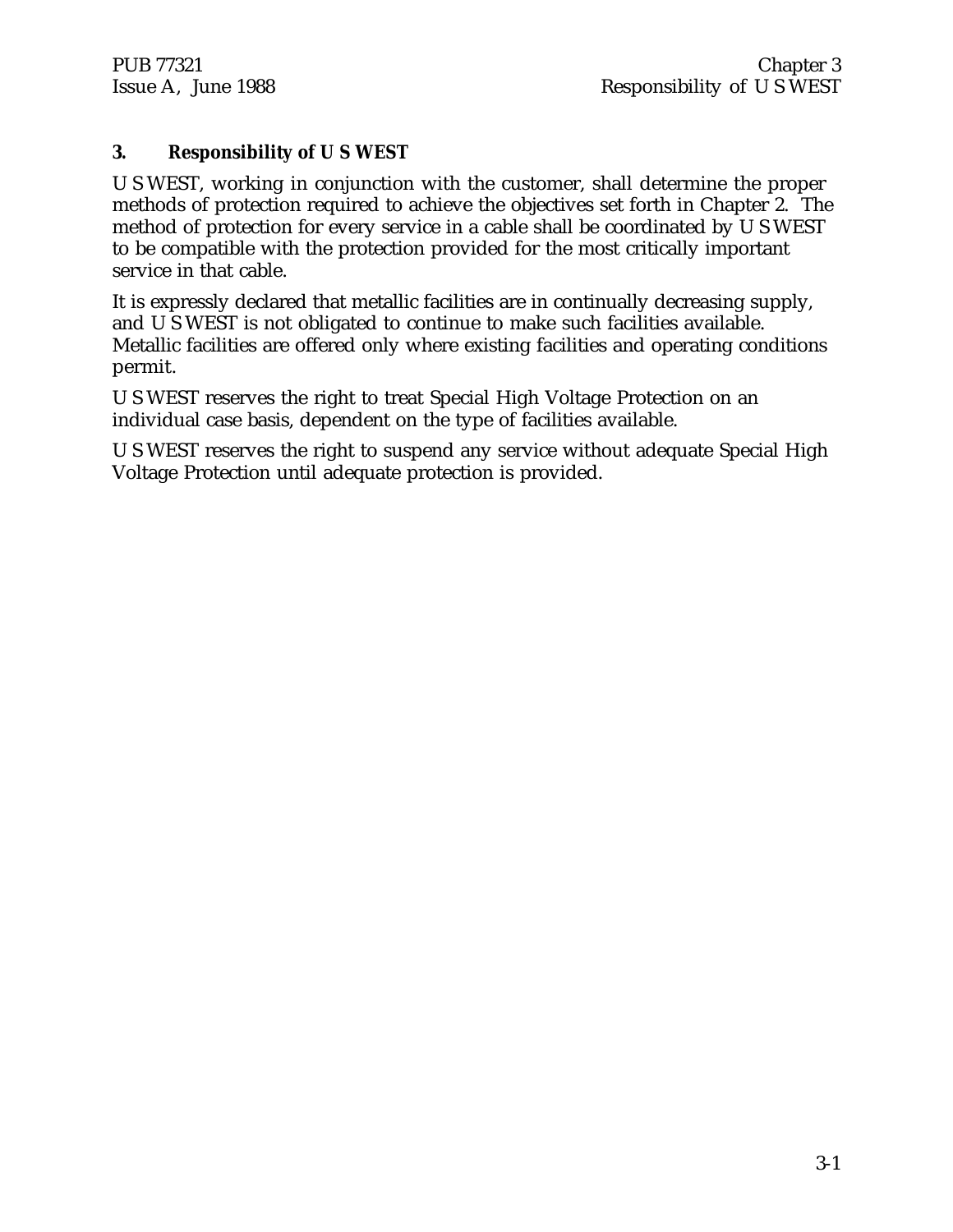# 3. Responsibility of U S WEST

U S WEST, working in conjunction with the customer, shall determine the proper methods of protection required to achieve the objectives set forth in Chapter 2. The method of protection for every service in a cable shall be coordinated by U S WEST to be compatible with the protection provided for the most critically important service in that cable.

It is expressly declared that metallic facilities are in continually decreasing supply, and U S WEST is not obligated to continue to make such facilities available. Metallic facilities are offered only where existing facilities and operating conditions permit.

U S WEST reserves the right to treat Special High Voltage Protection on an individual case basis, dependent on the type of facilities available.

U S WEST reserves the right to suspend any service without adequate Special High Voltage Protection until adequate protection is provided.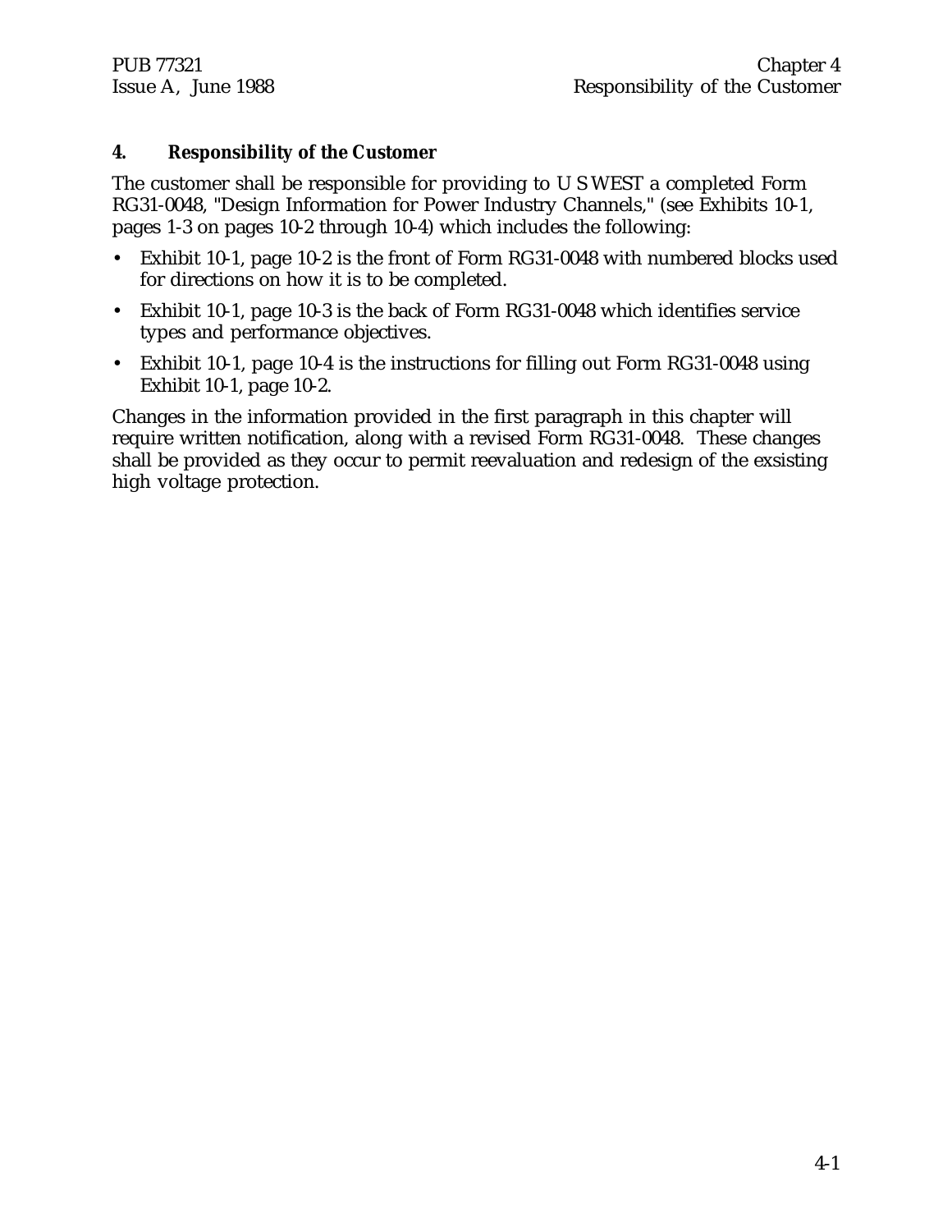# 4. Responsibility of the Customer

The customer shall be responsible for providing to U S WEST a completed Form RG31-0048, "Design Information for Power Industry Channels," (see Exhibits 10-1, pages 1-3 on pages 10-2 through 10-4) which includes the following:

- Exhibit 10-1, page 10-2 is the front of Form RG31-0048 with numbered blocks used for directions on how it is to be completed.
- Exhibit 10-1, page 10-3 is the back of Form RG31-0048 which identifies service types and performance objectives.
- Exhibit 10-1, page 10-4 is the instructions for filling out Form RG31-0048 using Exhibit 10-1, page 10-2.

Changes in the information provided in the first paragraph in this chapter will require written notification, along with a revised Form RG31-0048. These changes shall be provided as they occur to permit reevaluation and redesign of the exsisting high voltage protection.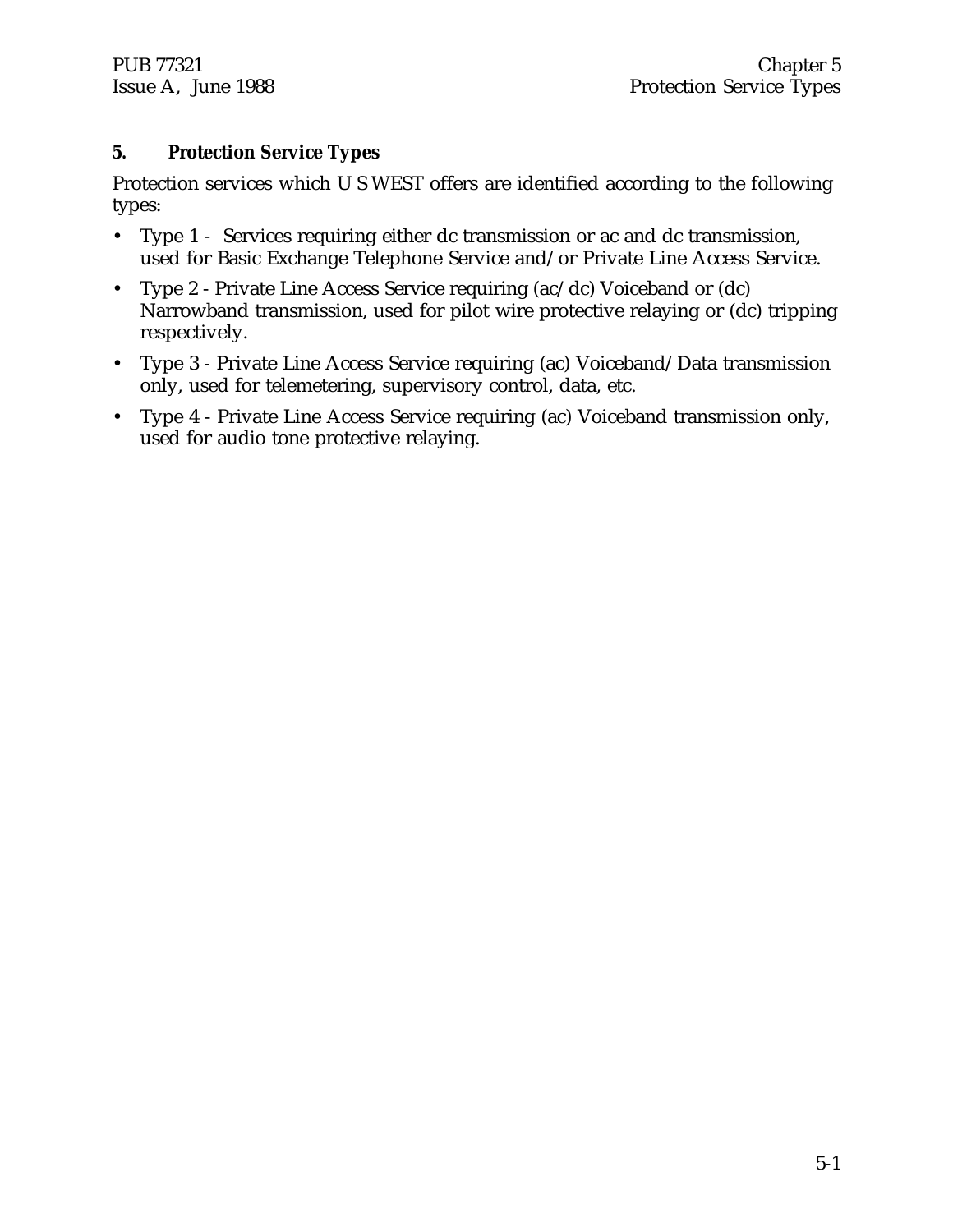## 5. Protection Service Types

Protection services which U S WEST offers are identified according to the following types:

- Type 1 - Services requiring either dc transmission or ac and dc transmission, used for Basic Exchange Telephone Service and/or Private Line Access Service.
- Type 2 - Private Line Access Service requiring (ac/dc) Voiceband or (dc) Narrowband transmission, used for pilot wire protective relaying or (dc) tripping respectively.
- Type 3 - Private Line Access Service requiring (ac) Voiceband/Data transmission only, used for telemetering, supervisory control, data, etc.
- Type 4 - Private Line Access Service requiring (ac) Voiceband transmission only, used for audio tone protective relaying.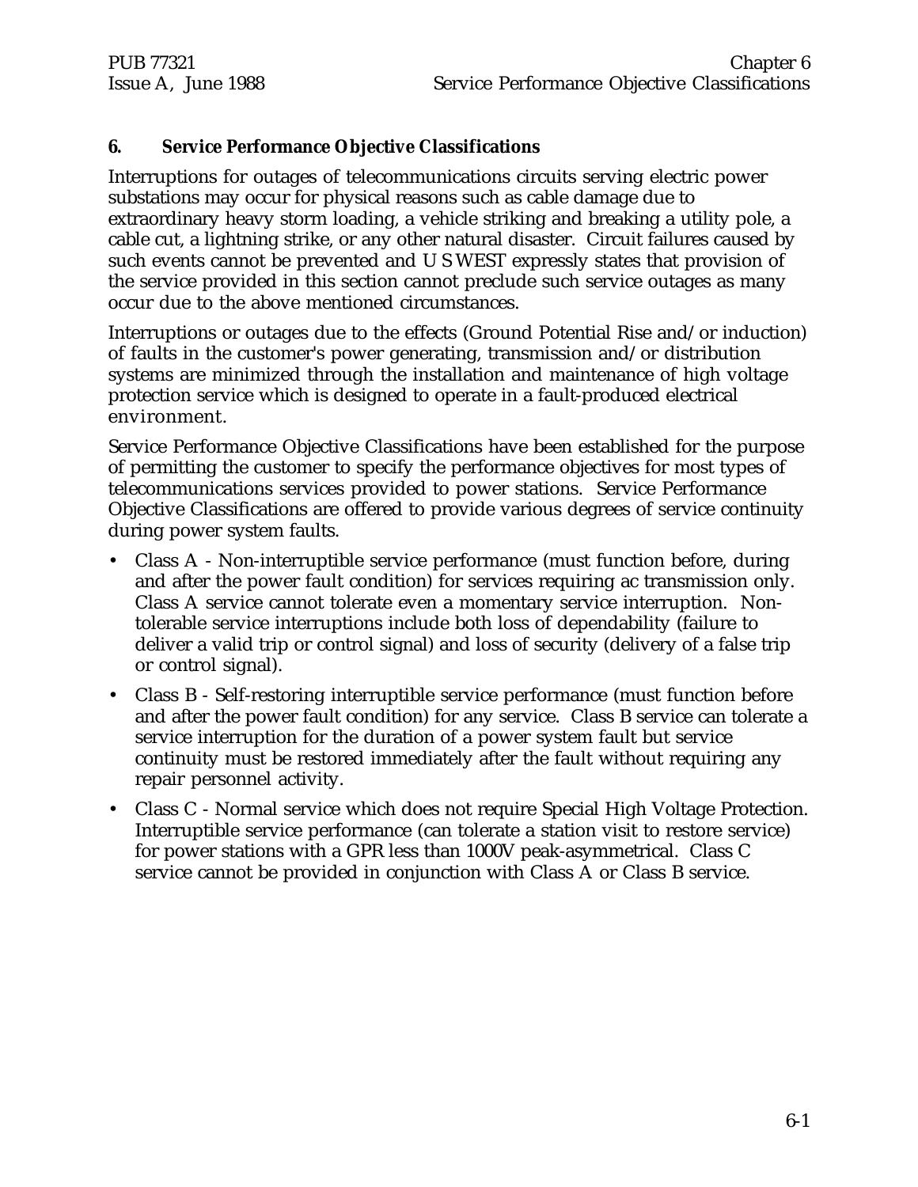## 6. Service Performance Objective Classifications

Interruptions for outages of telecommunications circuits serving electric power substations may occur for physical reasons such as cable damage due to extraordinary heavy storm loading, a vehicle striking and breaking a utility pole, a cable cut, a lightning strike, or any other natural disaster. Circuit failures caused by such events cannot be prevented and U S WEST expressly states that provision of the service provided in this section cannot preclude such service outages as many occur due to the above mentioned circumstances.

Interruptions or outages due to the effects (Ground Potential Rise and/or induction) of faults in the customer's power generating, transmission and/or distribution systems are minimized through the installation and maintenance of high voltage protection service which is designed to operate in a fault-produced electrical environment.

Service Performance Objective Classifications have been established for the purpose of permitting the customer to specify the performance objectives for most types of telecommunications services provided to power stations. Service Performance Objective Classifications are offered to provide various degrees of service continuity during power system faults.

- Class A - Non-interruptible service performance (must function before, during and after the power fault condition) for services requiring ac transmission only. Class A service cannot tolerate even a momentary service interruption. Non-tolerable service interruptions include both loss of dependability (failure to deliver a valid trip or control signal) and loss of security (delivery of a false trip or control signal).
- Class B - Self-restoring interruptible service performance (must function before and after the power fault condition) for any service. Class B service can tolerate a service interruption for the duration of a power system fault but service continuity must be restored immediately after the fault without requiring any repair personnel activity.
- Class C - Normal service which does not require Special High Voltage Protection. Interruptible service performance (can tolerate a station visit to restore service) for power stations with a GPR less than 1000V peak-asymmetrical. Class C service cannot be provided in conjunction with Class A or Class B service.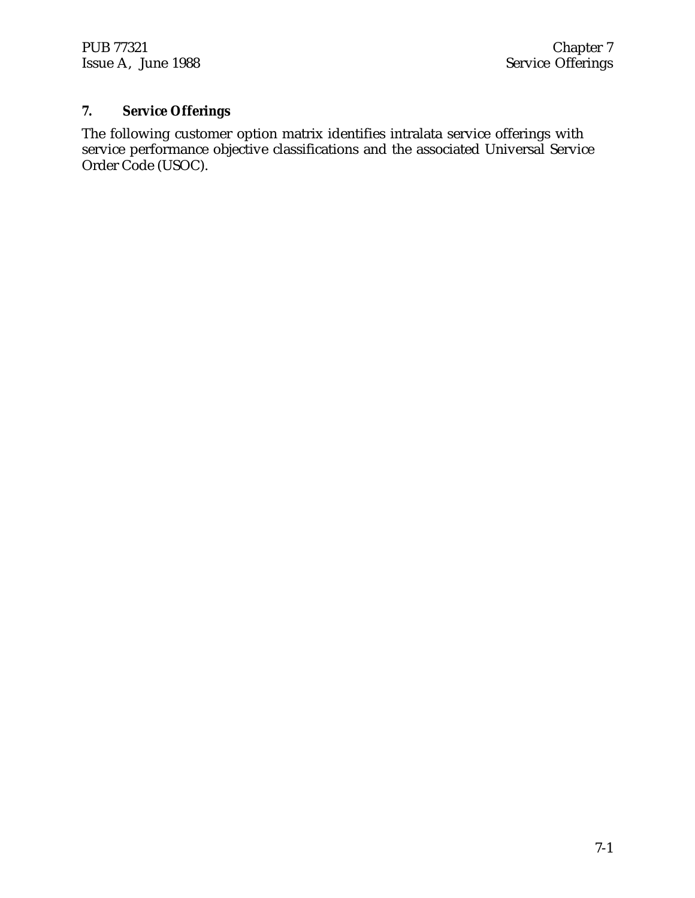# 7. Service Offerings

The following customer option matrix identifies intralata service offerings with service performance objective classifications and the associated Universal Service Order Code (USOC).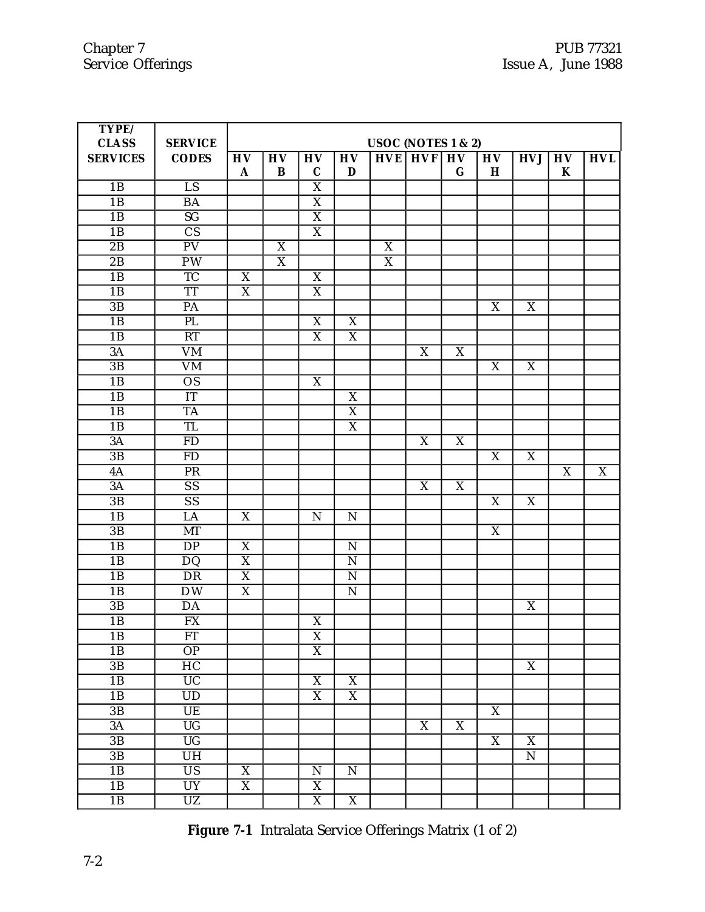| TYPE/ CLASS SERVICES | SERVICE CODES | USOC (NOTES 1 & 2) | | | | | | | | | | |
|---|---|---|---|---|---|---|---|---|---|---|---|---|
| | | HV A | HV B | HV C | HV D | HVE | HVF | HV G | HV H | HVJ | HV K | HVL |
| 1B | LS | | | X | | | | | | | | |
| 1B | BA | | | X | | | | | | | | |
| 1B | SG | | | X | | | | | | | | |
| 1B | CS | | | X | | | | | | | | |
| 2B | PV | | X | | | X | | | | | | |
| 2B | PW | | X | | | X | | | | | | |
| 1B | TC | X | | X | | | | | | | | |
| 1B | TT | X | | X | | | | | | | | |
| 3B | PA | | | | | | | | X | X | | |
| 1B | PL | | | X | X | | | | | | | |
| 1B | RT | | | X | X | | | | | | | |
| 3A | VM | | | | | | X | X | | | | |
| 3B | VM | | | | | | | | X | X | | |
| 1B | OS | | | X | | | | | | | | |
| 1B | IT | | | | X | | | | | | | |
| 1B | TA | | | | X | | | | | | | |
| 1B | TL | | | | X | | | | | | | |
| 3A | FD | | | | | | X | X | | | | |
| 3B | FD | | | | | | | | X | X | | |
| 4A | PR | | | | | | | | | | X | X |
| 3A | SS | | | | | | X | X | | | | |
| 3B | SS | | | | | | | | X | X | | |
| 1B | LA | X | | N | N | | | | | | | |
| 3B | MT | | | | | | | | X | | | |
| 1B | DP | X | | | N | | | | | | | |
| 1B | DQ | X | | | N | | | | | | | |
| 1B | DR | X | | | N | | | | | | | |
| 1B | DW | X | | | N | | | | | | | |
| 3B | DA | | | | | | | | | X | | |
| 1B | FX | | | X | | | | | | | | |
| 1B | FT | | | X | | | | | | | | |
| 1B | OP | | | X | | | | | | | | |
| 3B | HC | | | | | | | | | X | | |
| 1B | UC | | | X | X | | | | | | | |
| 1B | UD | | | X | X | | | | | | | |
| 3B | UE | | | | | | | | X | | | |
| 3A | UG | | | | | | X | X | | | | |
| 3B | UG | | | | | | | | X | X | | |
| 3B | UH | | | | | | | | | N | | |
| 1B | US | X | | N | N | | | | | | | |
| 1B | UY | X | | X | | | | | | | | |
| 1B | UZ | | | X | X | | | | | | | |

**Figure 7-1** Intralata Service Offerings Matrix (1 of 2)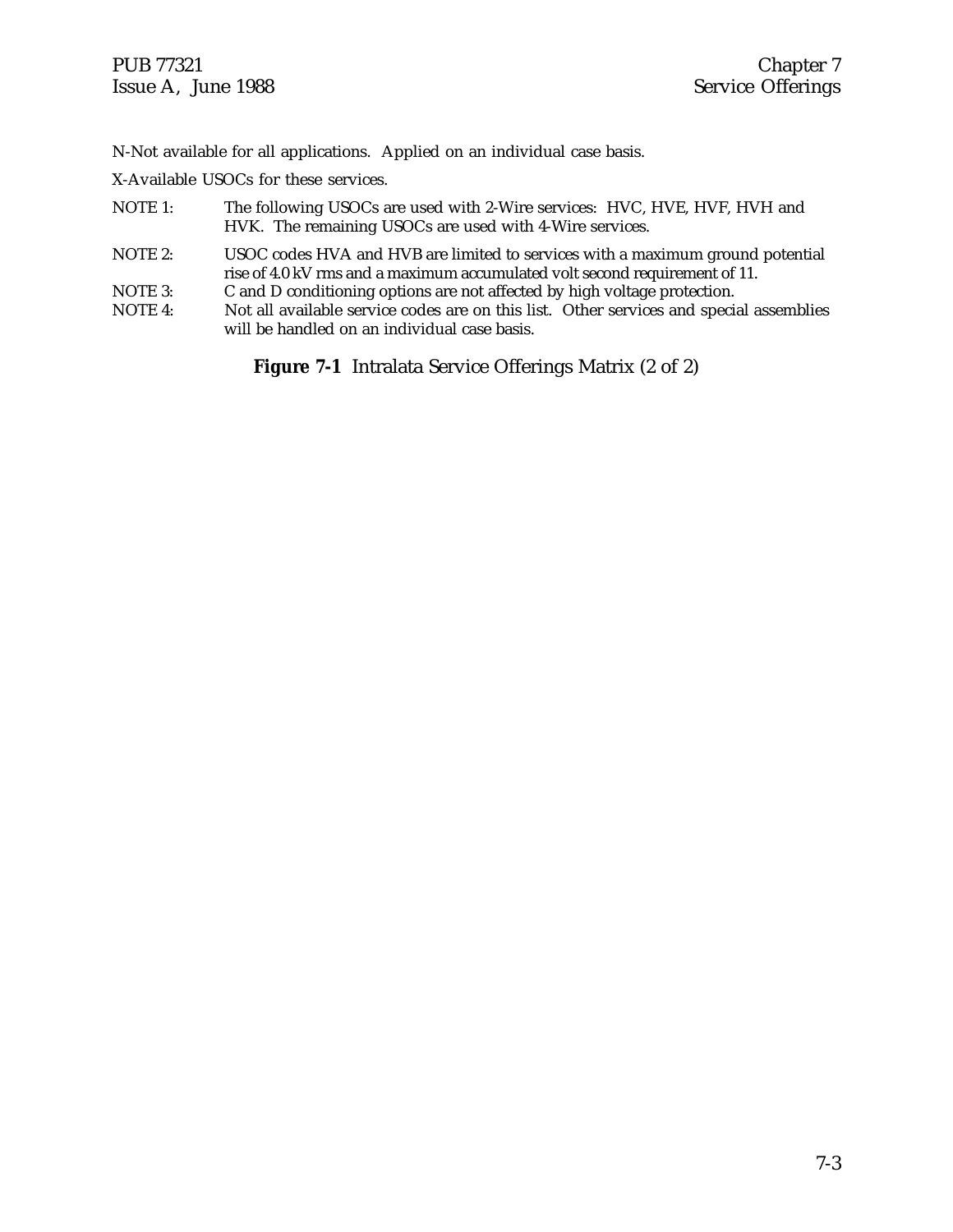N-Not available for all applications. Applied on an individual case basis.

X-Available USOCs for these services.

NOTE 1: The following USOCs are used with 2-Wire services: HVC, HVE, HVF, HVH and HVK. The remaining USOCs are used with 4-Wire services.

NOTE 2: USOC codes HVA and HVB are limited to services with a maximum ground potential rise of 4.0 kV rms and a maximum accumulated volt second requirement of 11.

NOTE 3: C and D conditioning options are not affected by high voltage protection.

NOTE 4: Not all available service codes are on this list. Other services and special assemblies will be handled on an individual case basis.

**Figure 7-1** Intralata Service Offerings Matrix (2 of 2)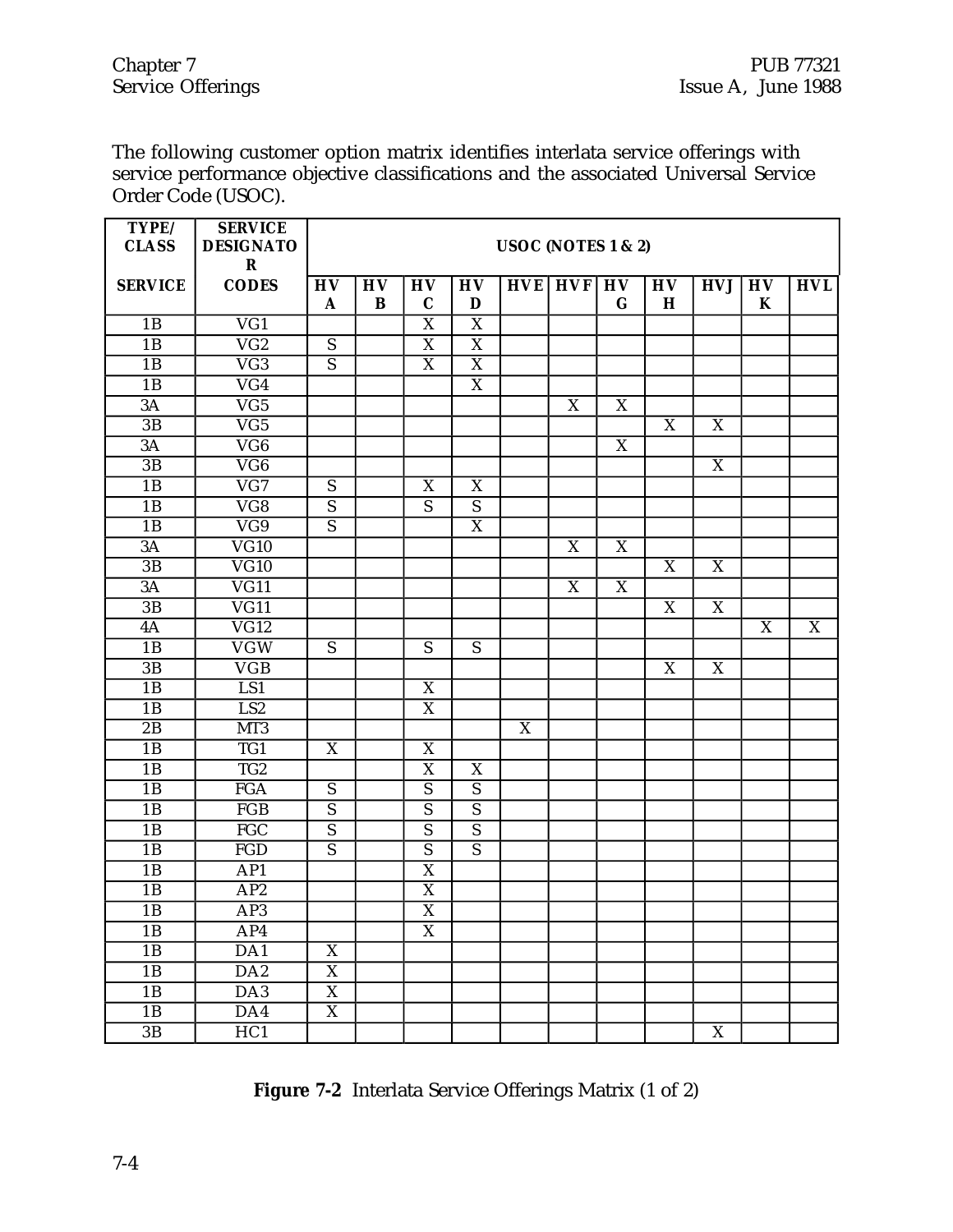The following customer option matrix identifies interlata service offerings with service performance objective classifications and the associated Universal Service Order Code (USOC).

| TYPE/ CLASS | SERVICE DESIGNATOR | USOC (NOTES 1 & 2) | | | | | | | | | | |
|---|---|---|---|---|---|---|---|---|---|---|---|---|
| SERVICE | CODES | HVA | HVB | HVC | HVD | HVE | HVF | HVG | HVH | HVJ | HVK | HVL |
| 1B | VG1 | | | X | X | | | | | | | |
| 1B | VG2 | S | | X | X | | | | | | | |
| 1B | VG3 | S | | X | X | | | | | | | |
| 1B | VG4 | | | | X | | | | | | | |
| 3A | VG5 | | | | | | X | X | | | | |
| 3B | VG5 | | | | | | | | X | X | | |
| 3A | VG6 | | | | | | | X | | | | |
| 3B | VG6 | | | | | | | | | X | | |
| 1B | VG7 | S | | X | X | | | | | | | |
| 1B | VG8 | S | | S | S | | | | | | | |
| 1B | VG9 | S | | | X | | | | | | | |
| 3A | VG10 | | | | | | X | X | | | | |
| 3B | VG10 | | | | | | | | X | X | | |
| 3A | VG11 | | | | | | X | X | | | | |
| 3B | VG11 | | | | | | | | X | X | | |
| 4A | VG12 | | | | | | | | | | X | X |
| 1B | VGW | S | | S | S | | | | | | | |
| 3B | VGB | | | | | | | | X | X | | |
| 1B | LS1 | | | X | | | | | | | | |
| 1B | LS2 | | | X | | | | | | | | |
| 2B | MT3 | | | | | X | | | | | | |
| 1B | TG1 | X | | X | | | | | | | | |
| 1B | TG2 | | | X | X | | | | | | | |
| 1B | FGA | S | | S | S | | | | | | | |
| 1B | FGB | S | | S | S | | | | | | | |
| 1B | FGC | S | | S | S | | | | | | | |
| 1B | FGD | S | | S | S | | | | | | | |
| 1B | AP1 | | | X | | | | | | | | |
| 1B | AP2 | | | X | | | | | | | | |
| 1B | AP3 | | | X | | | | | | | | |
| 1B | AP4 | | | X | | | | | | | | |
| 1B | DA1 | X | | | | | | | | | | |
| 1B | DA2 | X | | | | | | | | | | |
| 1B | DA3 | X | | | | | | | | | | |
| 1B | DA4 | X | | | | | | | | | | |
| 3B | HC1 | | | | | | | | | X | | |

**Figure 7-2** Interlata Service Offerings Matrix (1 of 2)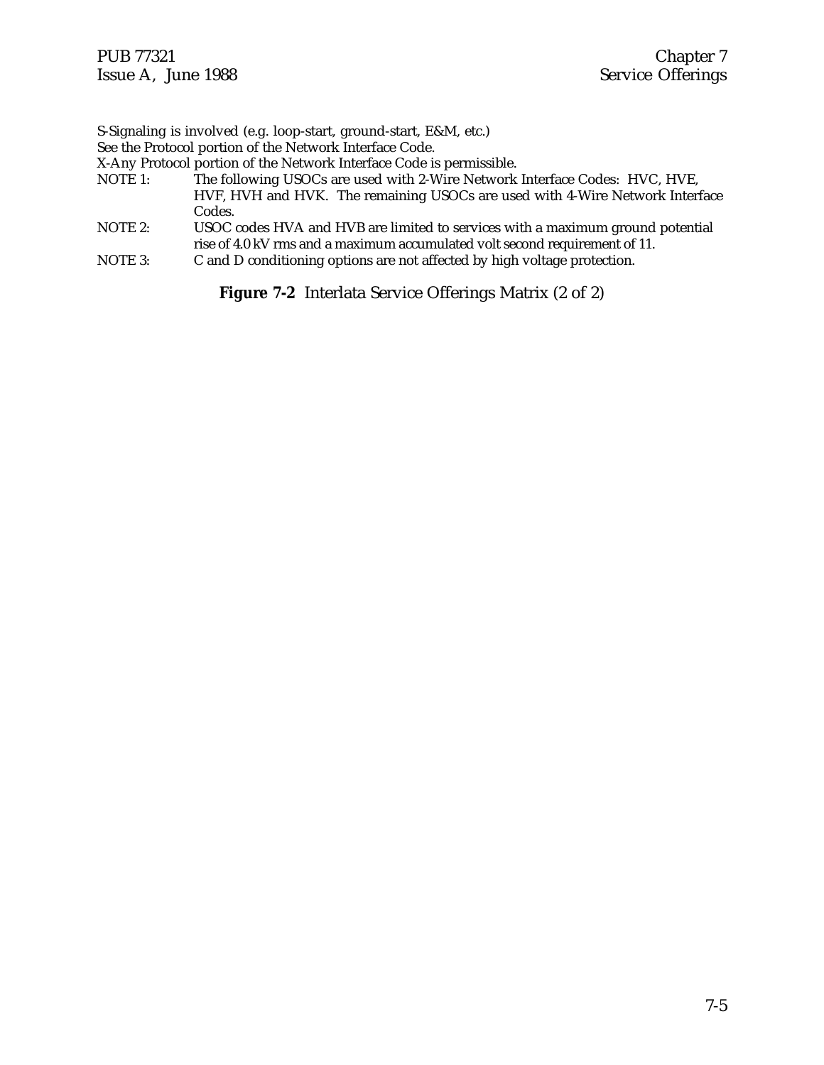S-Signaling is involved (e.g. loop-start, ground-start, E&M, etc.)
See the Protocol portion of the Network Interface Code.
X-Any Protocol portion of the Network Interface Code is permissible.

NOTE 1: The following USOCs are used with 2-Wire Network Interface Codes: HVC, HVE, HVF, HVH and HVK. The remaining USOCs are used with 4-Wire Network Interface Codes.

NOTE 2: USOC codes HVA and HVB are limited to services with a maximum ground potential rise of 4.0 kV rms and a maximum accumulated volt second requirement of 11.

NOTE 3: C and D conditioning options are not affected by high voltage protection.

**Figure 7-2** Interlata Service Offerings Matrix (2 of 2)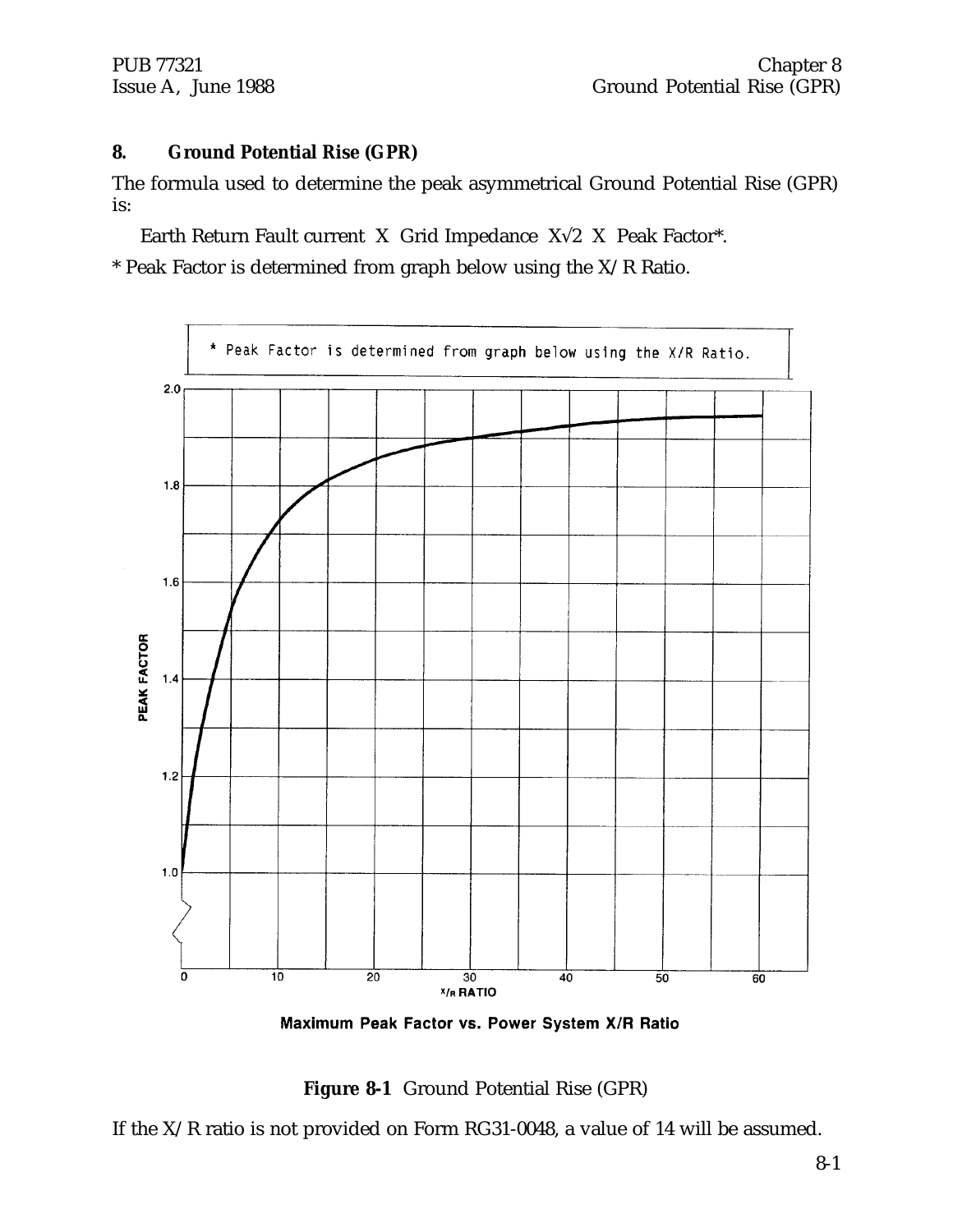## 8. Ground Potential Rise (GPR)

The formula used to determine the peak asymmetrical Ground Potential Rise (GPR) is:

Earth Return Fault current X Grid Impedance X√2 X Peak Factor*.

* Peak Factor is determined from graph below using the X/R Ratio.

* Peak Factor is determined from graph below using the X/R Ratio.

Maximum Peak Factor vs. Power System X/R Ratio

**Figure 8-1** Ground Potential Rise (GPR)

If the X/R ratio is not provided on Form RG31-0048, a value of 14 will be assumed.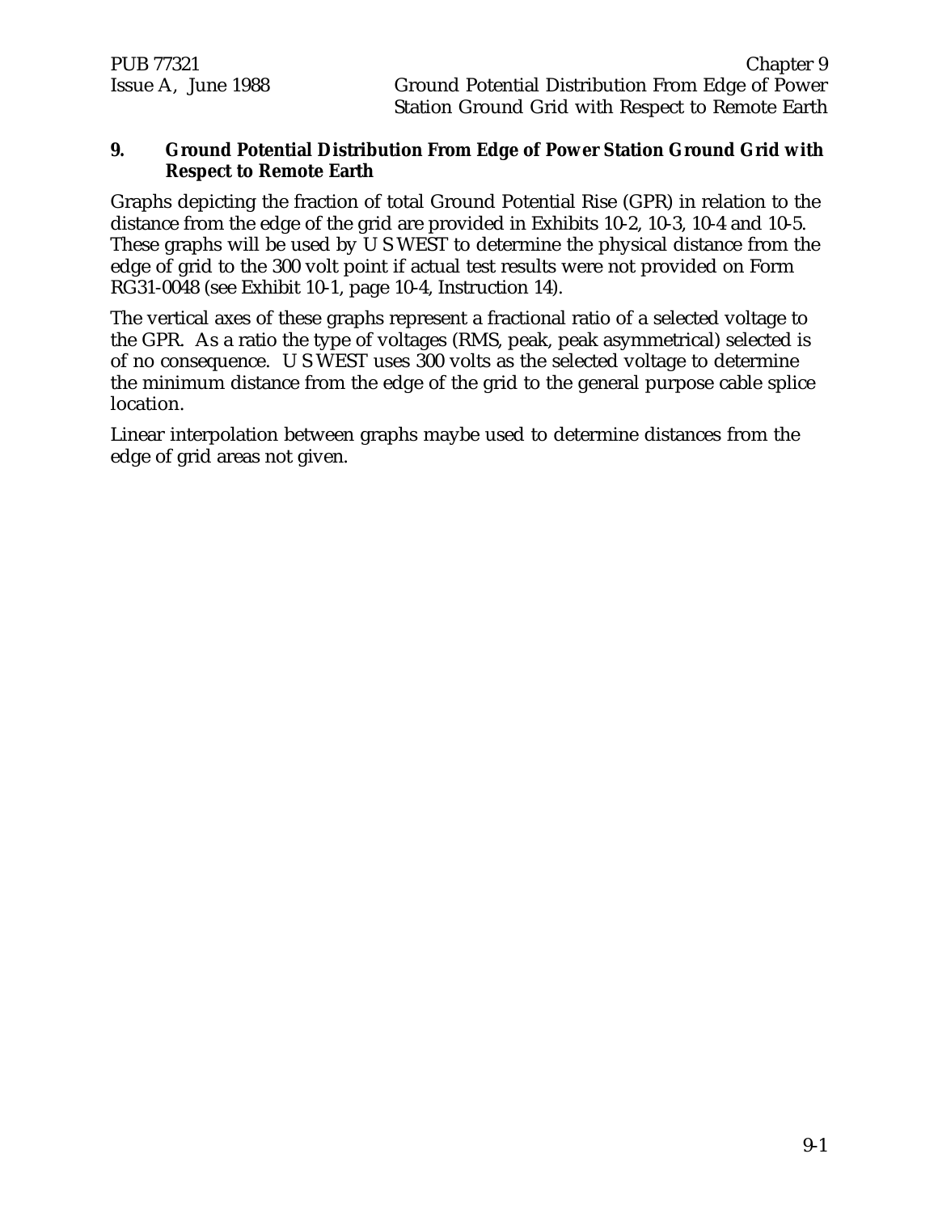## 9. Ground Potential Distribution From Edge of Power Station Ground Grid with Respect to Remote Earth

Graphs depicting the fraction of total Ground Potential Rise (GPR) in relation to the distance from the edge of the grid are provided in Exhibits 10-2, 10-3, 10-4 and 10-5. These graphs will be used by U S WEST to determine the physical distance from the edge of grid to the 300 volt point if actual test results were not provided on Form RG31-0048 (see Exhibit 10-1, page 10-4, Instruction 14).

The vertical axes of these graphs represent a fractional ratio of a selected voltage to the GPR. As a ratio the type of voltages (RMS, peak, peak asymmetrical) selected is of no consequence. U S WEST uses 300 volts as the selected voltage to determine the minimum distance from the edge of the grid to the general purpose cable splice location.

Linear interpolation between graphs maybe used to determine distances from the edge of grid areas not given.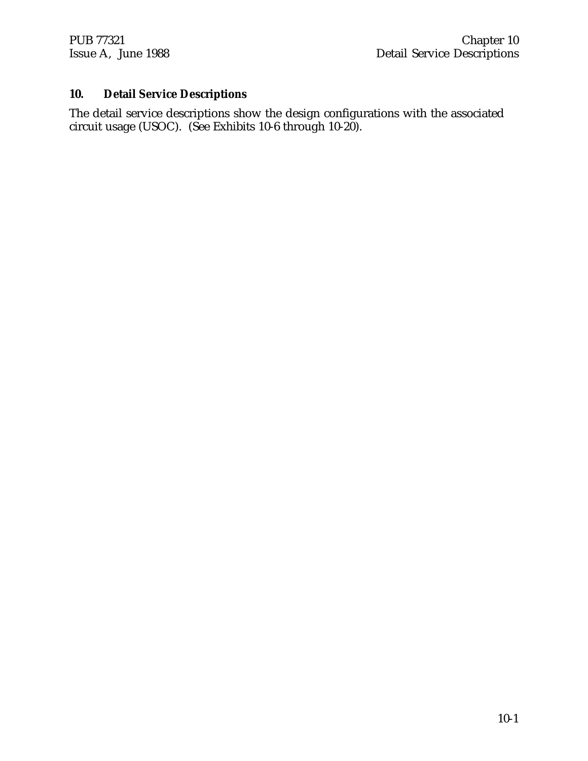# 10. Detail Service Descriptions

The detail service descriptions show the design configurations with the associated circuit usage (USOC). (See Exhibits 10-6 through 10-20).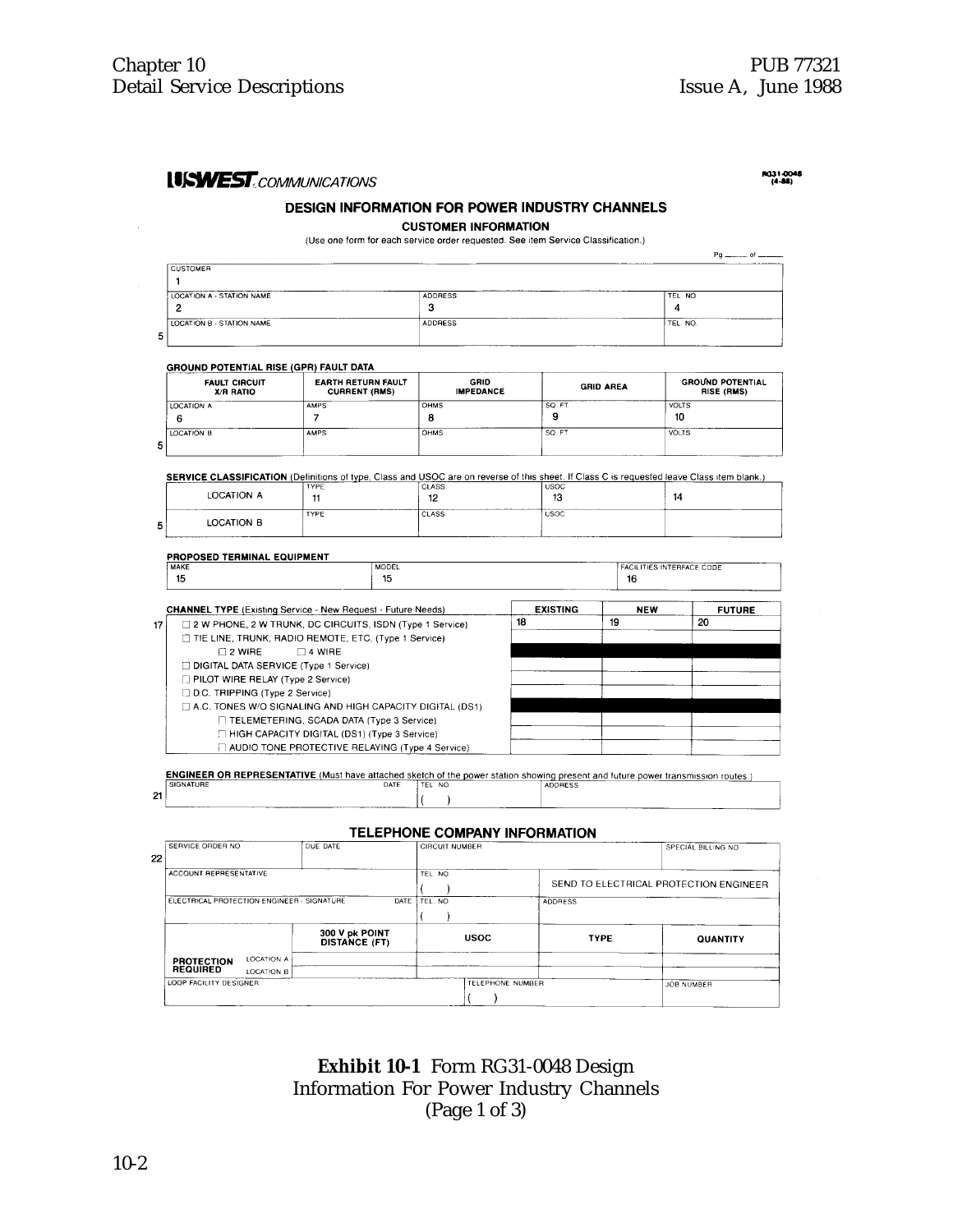**US WEST COMMUNICATIONS**

RG31-0048 (4-88)

## DESIGN INFORMATION FOR POWER INDUSTRY CHANNELS

### CUSTOMER INFORMATION

(Use one form for each service order requested. See item Service Classification.)

Pg ____ of ____

| CUSTOMER | | |
|---|---|---|
| 1 | | |
| LOCATION A - STATION NAME | ADDRESS | TEL. NO. |
| 2 | 3 | 4 |
| LOCATION B - STATION NAME | ADDRESS | TEL. NO. |

5

**GROUND POTENTIAL RISE (GPR) FAULT DATA**

| FAULT CIRCUIT X/R RATIO | EARTH RETURN FAULT CURRENT (RMS) | GRID IMPEDANCE | GRID AREA | GROUND POTENTIAL RISE (RMS) |
|---|---|---|---|---|
| LOCATION A 6 | AMPS 7 | OHMS 8 | SQ. FT 9 | VOLTS 10 |
| LOCATION B | AMPS | OHMS | SQ. FT | VOLTS |

5

**SERVICE CLASSIFICATION** (Definitions of type, Class and USOC are on reverse of this sheet. If Class C is requested leave Class item blank.)

| | TYPE | CLASS | USOC | |
|---|---|---|---|---|
| LOCATION A | 11 | 12 | 13 | 14 |
| LOCATION B | | | | |

5

**PROPOSED TERMINAL EQUIPMENT**

| MAKE | MODEL | FACILITIES INTERFACE CODE |
|---|---|---|
| 15 | 15 | 16 |

| 17 **CHANNEL TYPE** (Existing Service - New Request - Future Needs) | EXISTING | NEW | FUTURE |
|---|---|---|---|
| ☐ 2 W PHONE, 2 W TRUNK, DC CIRCUITS, ISDN (Type 1 Service) | 18 | 19 | 20 |
| ☐ TIE LINE, TRUNK, RADIO REMOTE, ETC. (Type 1 Service) | | | |
| ☐ 2 WIRE ☐ 4 WIRE | | | |
| ☐ DIGITAL DATA SERVICE (Type 1 Service) | | | |
| ☐ PILOT WIRE RELAY (Type 2 Service) | | | |
| ☐ D.C. TRIPPING (Type 2 Service) | | | |
| ☐ A.C. TONES W/O SIGNALING AND HIGH CAPACITY DIGITAL (DS1) | | | |
| ☐ TELEMETERING, SCADA DATA (Type 3 Service) | | | |
| ☐ HIGH CAPACITY DIGITAL (DS1) (Type 3 Service) | | | |
| ☐ AUDIO TONE PROTECTIVE RELAYING (Type 4 Service) | | | |

**ENGINEER OR REPRESENTATIVE** (Must have attached sketch of the power station showing present and future power transmission routes.)

| SIGNATURE | DATE | TEL. NO. | ADDRESS |
|---|---|---|---|
| 21 | | ( ) | |

### TELEPHONE COMPANY INFORMATION

| SERVICE ORDER NO. | DUE DATE | CIRCUIT NUMBER | SPECIAL BILLING NO. |
|---|---|---|---|
| 22 | | | |

| ACCOUNT REPRESENTATIVE | TEL. NO. ( ) | SEND TO ELECTRICAL PROTECTION ENGINEER |
|---|---|---|
| ELECTRICAL PROTECTION ENGINEER - SIGNATURE / DATE | TEL. NO. ( ) | ADDRESS |

| PROTECTION REQUIRED | 300 V pk POINT DISTANCE (FT) | USOC | TYPE | QUANTITY |
|---|---|---|---|---|
| LOCATION A | | | | |
| LOCATION B | | | | |

| LOOP FACILITY DESIGNER | TELEPHONE NUMBER | JOB NUMBER |
|---|---|---|
| | ( ) | |

**Exhibit 10-1** Form RG31-0048 Design Information For Power Industry Channels (Page 1 of 3)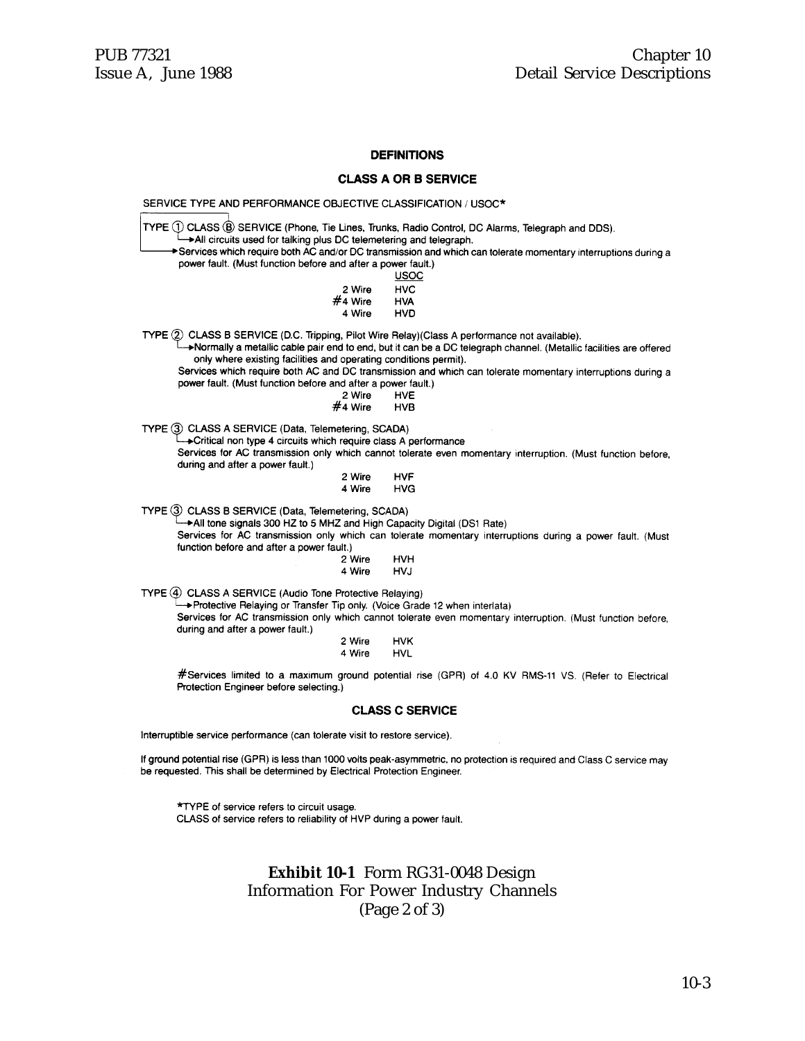## DEFINITIONS

### CLASS A OR B SERVICE

SERVICE TYPE AND PERFORMANCE OBJECTIVE CLASSIFICATION / USOC*

TYPE ① CLASS Ⓑ SERVICE (Phone, Tie Lines, Trunks, Radio Control, DC Alarms, Telegraph and DDS).

→All circuits used for talking plus DC telemetering and telegraph.

→Services which require both AC and/or DC transmission and which can tolerate momentary interruptions during a power fault. (Must function before and after a power fault.)

| | USOC |
|---|---|
| 2 Wire | HVC |
| #4 Wire | HVA |
| 4 Wire | HVD |

TYPE ② CLASS B SERVICE (D.C. Tripping, Pilot Wire Relay)(Class A performance not available).

→Normally a metallic cable pair end to end, but it can be a DC telegraph channel. (Metallic facilities are offered only where existing facilities and operating conditions permit).

Services which require both AC and DC transmission and which can tolerate momentary interruptions during a power fault. (Must function before and after a power fault.)

| | |
|---|---|
| 2 Wire | HVE |
| #4 Wire | HVB |

TYPE ③ CLASS A SERVICE (Data, Telemetering, SCADA)

→Critical non type 4 circuits which require class A performance

Services for AC transmission only which cannot tolerate even momentary interruption. (Must function before, during and after a power fault.)

| | |
|---|---|
| 2 Wire | HVF |
| 4 Wire | HVG |

TYPE ③ CLASS B SERVICE (Data, Telemetering, SCADA)

→All tone signals 300 HZ to 5 MHZ and High Capacity Digital (DS1 Rate)

Services for AC transmission only which can tolerate momentary interruptions during a power fault. (Must function before and after a power fault.)

| | |
|---|---|
| 2 Wire | HVH |
| 4 Wire | HVJ |

TYPE ④ CLASS A SERVICE (Audio Tone Protective Relaying)

→Protective Relaying or Transfer Tip only. (Voice Grade 12 when interlata)

Services for AC transmission only which cannot tolerate even momentary interruption. (Must function before, during and after a power fault.)

| | |
|---|---|
| 2 Wire | HVK |
| 4 Wire | HVL |

#Services limited to a maximum ground potential rise (GPR) of 4.0 KV RMS-11 VS. (Refer to Electrical Protection Engineer before selecting.)

### CLASS C SERVICE

Interruptible service performance (can tolerate visit to restore service).

If ground potential rise (GPR) is less than 1000 volts peak-asymmetric, no protection is required and Class C service may be requested. This shall be determined by Electrical Protection Engineer.

*TYPE of service refers to circuit usage.
CLASS of service refers to reliability of HVP during a power fault.

**Exhibit 10-1** Form RG31-0048 Design Information For Power Industry Channels (Page 2 of 3)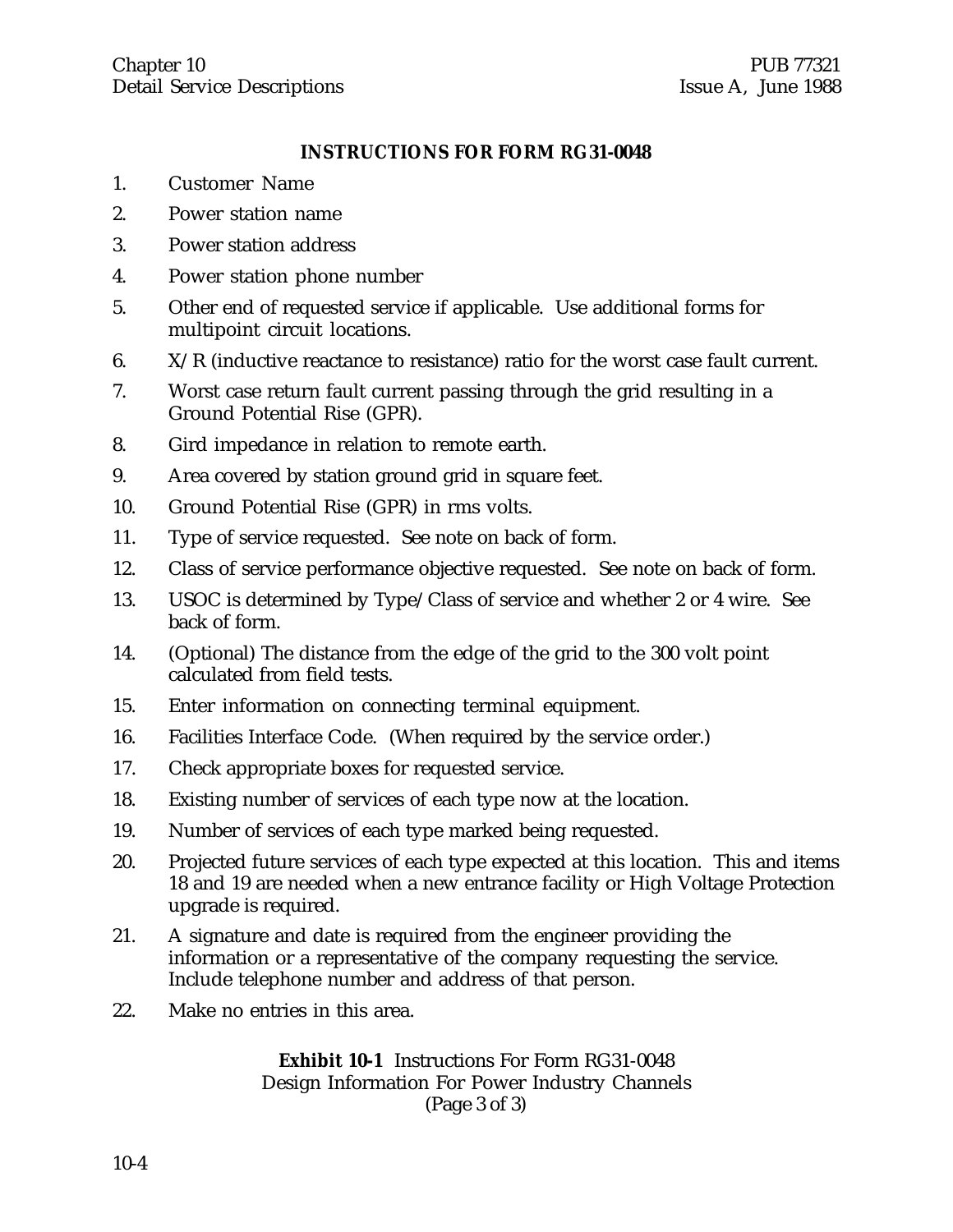## INSTRUCTIONS FOR FORM RG31-0048

1. Customer Name
2. Power station name
3. Power station address
4. Power station phone number
5. Other end of requested service if applicable. Use additional forms for multipoint circuit locations.
6. X/R (inductive reactance to resistance) ratio for the worst case fault current.
7. Worst case return fault current passing through the grid resulting in a Ground Potential Rise (GPR).
8. Gird impedance in relation to remote earth.
9. Area covered by station ground grid in square feet.
10. Ground Potential Rise (GPR) in rms volts.
11. Type of service requested. See note on back of form.
12. Class of service performance objective requested. See note on back of form.
13. USOC is determined by Type/Class of service and whether 2 or 4 wire. See back of form.
14. (Optional) The distance from the edge of the grid to the 300 volt point calculated from field tests.
15. Enter information on connecting terminal equipment.
16. Facilities Interface Code. (When required by the service order.)
17. Check appropriate boxes for requested service.
18. Existing number of services of each type now at the location.
19. Number of services of each type marked being requested.
20. Projected future services of each type expected at this location. This and items 18 and 19 are needed when a new entrance facility or High Voltage Protection upgrade is required.
21. A signature and date is required from the engineer providing the information or a representative of the company requesting the service. Include telephone number and address of that person.
22. Make no entries in this area.

**Exhibit 10-1** Instructions For Form RG31-0048
Design Information For Power Industry Channels
(Page 3 of 3)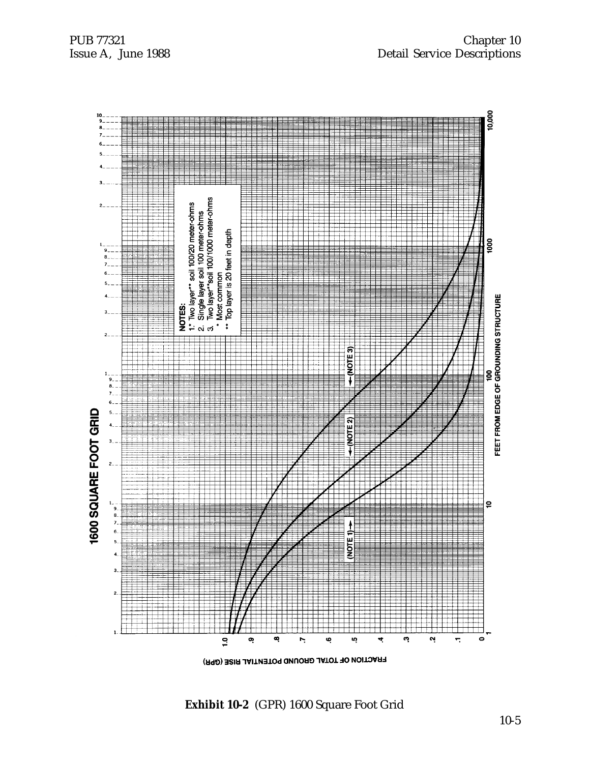**1600 SQUARE FOOT GRID**

NOTES:
1.* Two layer** soil 100/20 meter-ohms
2. Single layer soil 100 meter-ohms
3. Two layer**soil 100/1000 meter-ohms
\* Most common
\*\* Top layer is 20 feet in depth

(NOTE 1) (NOTE 2) (NOTE 3)

FEET FROM EDGE OF GROUNDING STRUCTURE

FRACTION OF TOTAL GROUND POTENTIAL RISE (GPR)

**Exhibit 10-2** (GPR) 1600 Square Foot Grid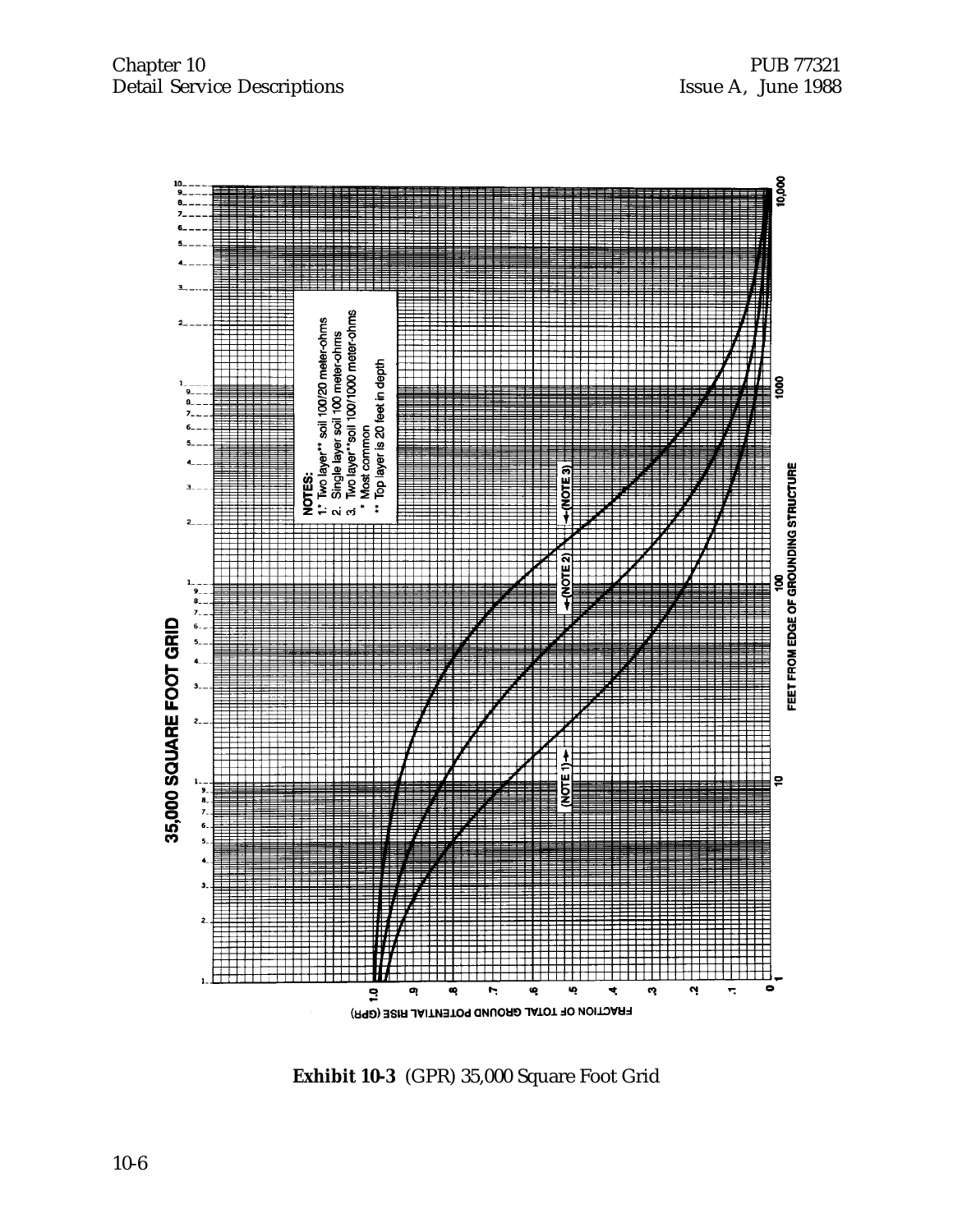35,000 SQUARE FOOT GRID

NOTES:
1.* Two layer** soil 100/20 meter-ohms
2. Single layer soil 100 meter-ohms
3. Two layer** soil 100/1000 meter-ohms
\* Most common
\*\* Top layer is 20 feet in depth

(NOTE 1)

(NOTE 2)

(NOTE 3)

FEET FROM EDGE OF GROUNDING STRUCTURE

FRACTION OF TOTAL GROUND POTENTIAL RISE (GPR)

**Exhibit 10-3** (GPR) 35,000 Square Foot Grid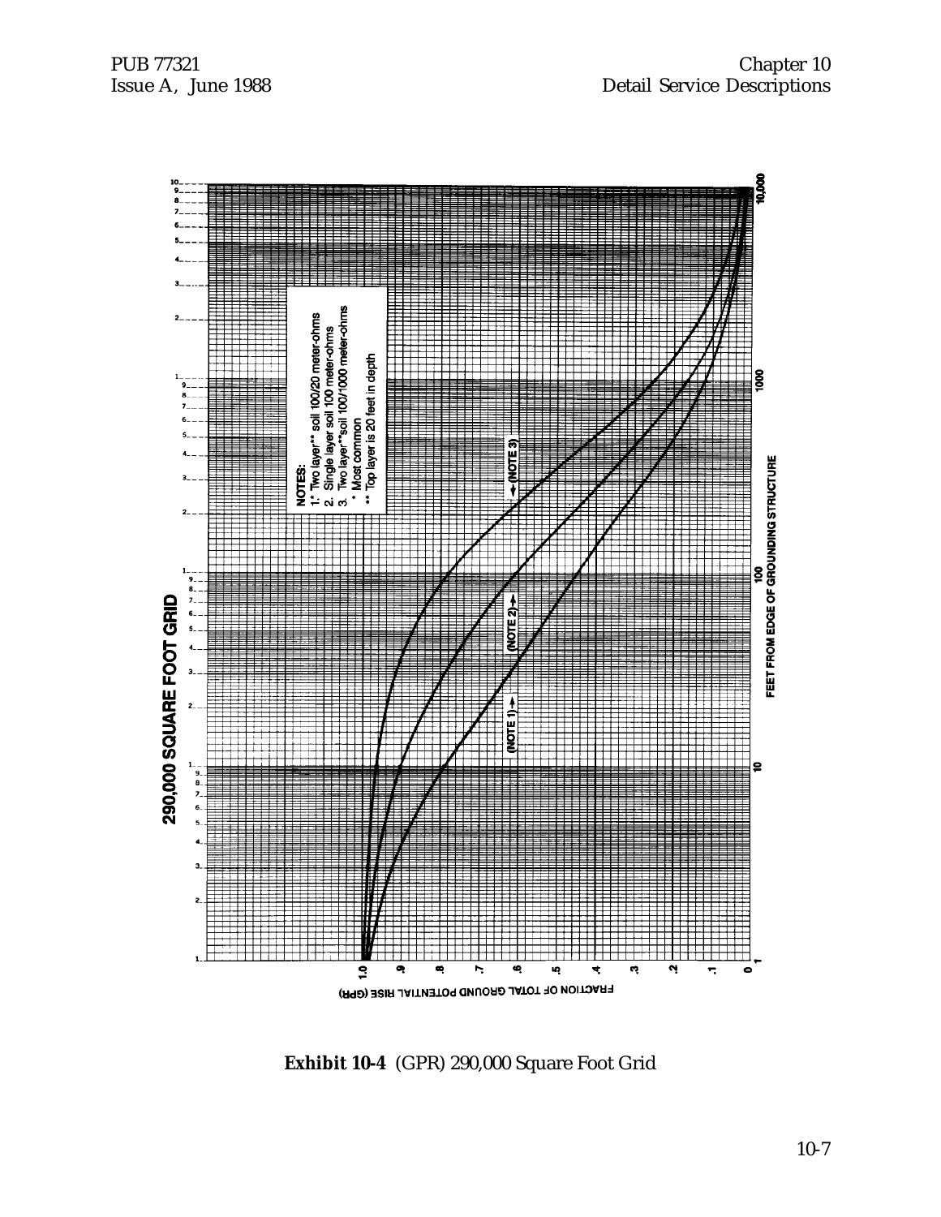290,000 SQUARE FOOT GRID

NOTES:
1.* Two layer** soil 100/20 meter-ohms
2. Single layer soil 100 meter-ohms
3. Two layer** soil 100/1000 meter-ohms
* Most common
** Top layer is 20 feet in depth

(NOTE 1) (NOTE 2) (NOTE 3)

FEET FROM EDGE OF GROUNDING STRUCTURE

FRACTION OF TOTAL GROUND POTENTIAL RISE (GPR)

**Exhibit 10-4** (GPR) 290,000 Square Foot Grid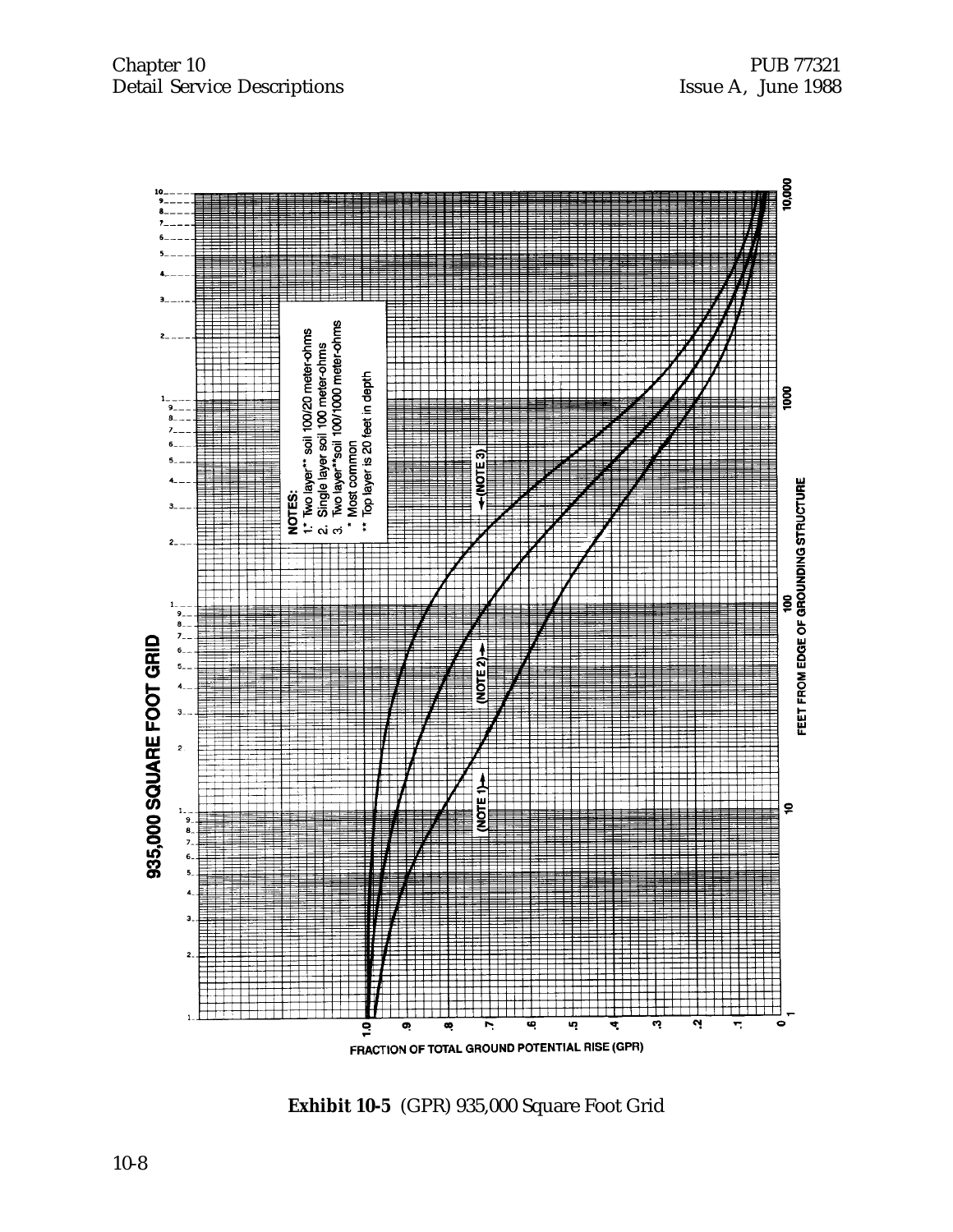935,000 SQUARE FOOT GRID

NOTES:
1.* Two layer** soil 100/20 meter-ohms
2. Single layer soil 100 meter-ohms
3. Two layer**soil 100/1000 meter-ohms
\* Most common
\*\* Top layer is 20 feet in depth

(NOTE 1) (NOTE 2) (NOTE 3)

FEET FROM EDGE OF GROUNDING STRUCTURE

FRACTION OF TOTAL GROUND POTENTIAL RISE (GPR)

**Exhibit 10-5** (GPR) 935,000 Square Foot Grid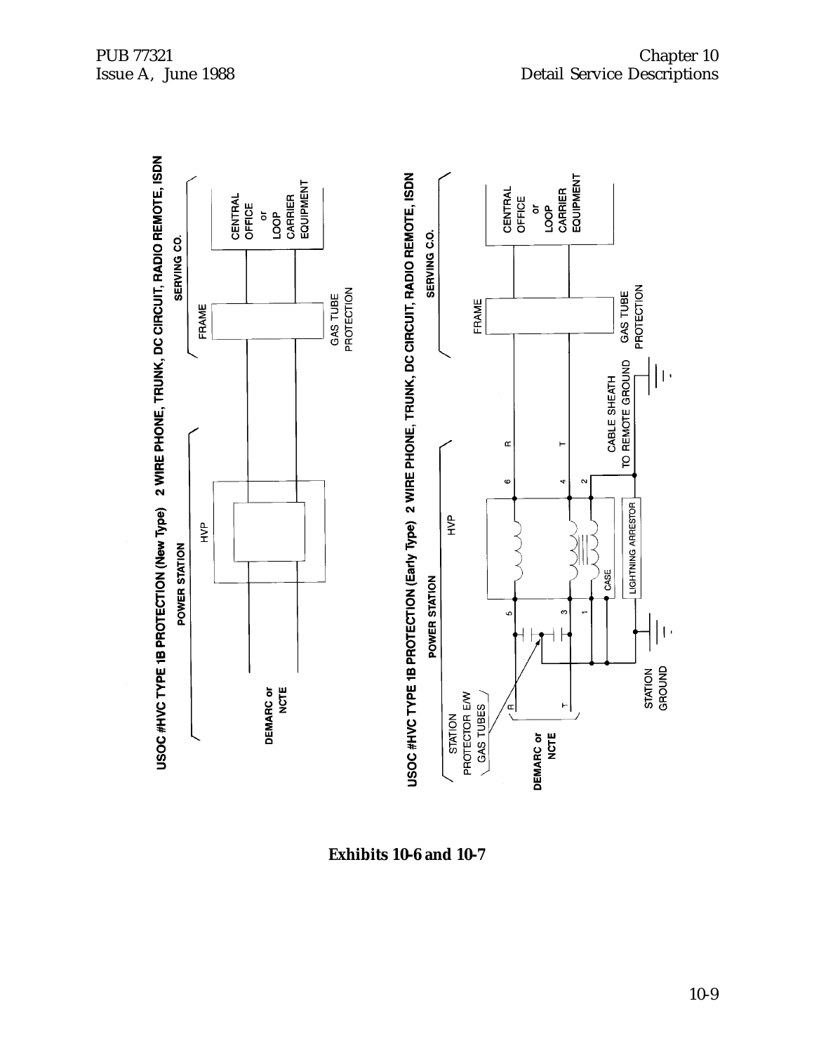USOC #HVC TYPE 1B PROTECTION (New Type) 2 WIRE PHONE, TRUNK, DC CIRCUIT, RADIO REMOTE, ISDN

POWER STATION

HVP

SERVING CO.

FRAME

CENTRAL OFFICE or LOOP CARRIER EQUIPMENT

GAS TUBE PROTECTION

DEMARC or NCTE

USOC #HVC TYPE 1B PROTECTION (Early Type) 2 WIRE PHONE, TRUNK, DC CIRCUIT, RADIO REMOTE, ISDN

POWER STATION

HVP

SERVING C.O.

FRAME

CENTRAL OFFICE or LOOP CARRIER EQUIPMENT

GAS TUBE PROTECTION

STATION PROTECTOR E/W GAS TUBES

R

T

5

3

1

CASE

6

4

2

R

T

LIGHTNING ARRESTOR

CABLE SHEATH TO REMOTE GROUND

STATION GROUND

DEMARC or NCTE

**Exhibits 10-6 and 10-7**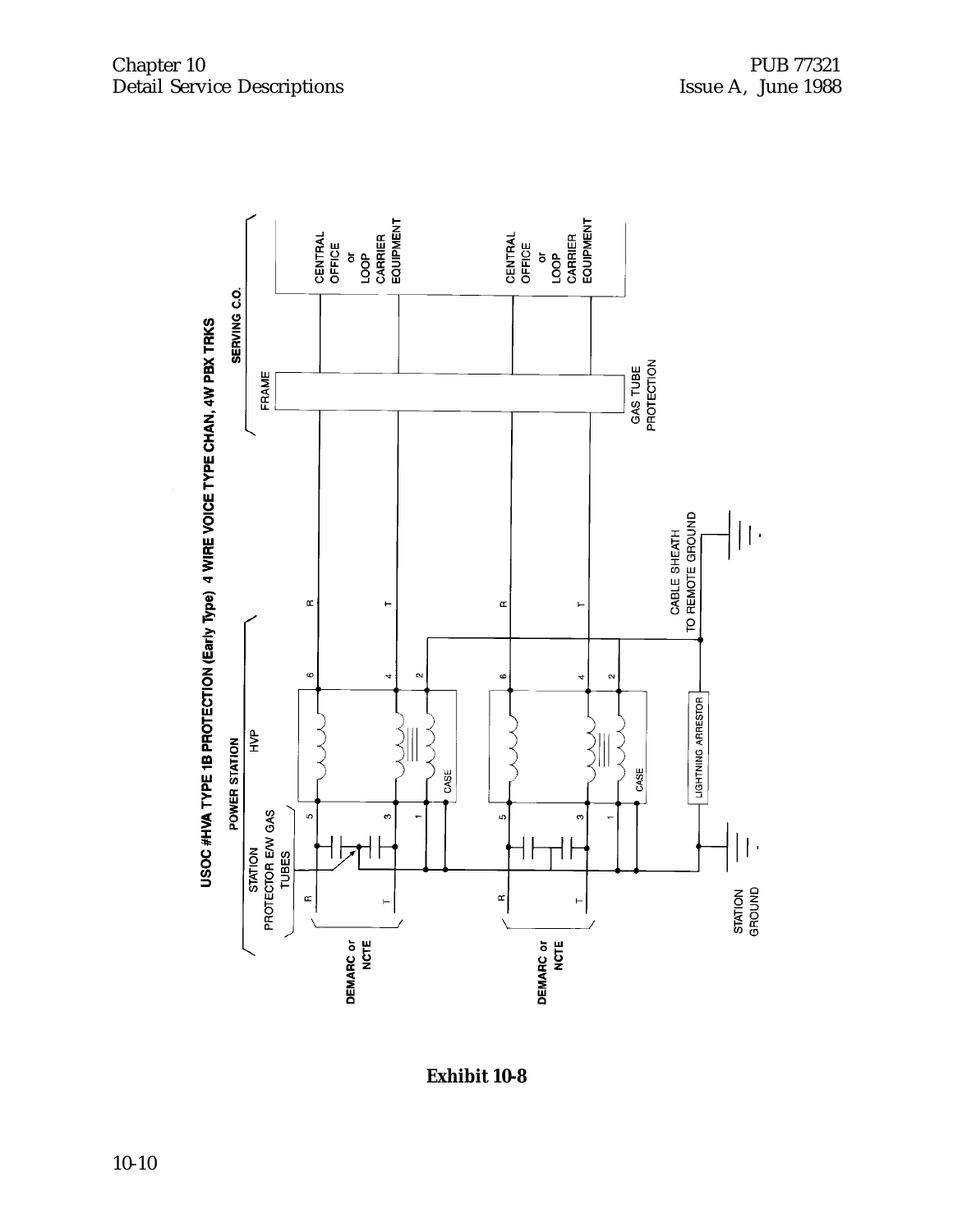USOC #HVA TYPE 1B PROTECTION (Early Type) 4 WIRE VOICE TYPE CHAN, 4W PBX TRKS

POWER STATION

SERVING C.O.

STATION PROTECTOR E/W GAS TUBES

HVP

FRAME

GAS TUBE PROTECTION

CENTRAL OFFICE or LOOP CARRIER EQUIPMENT

CENTRAL OFFICE or LOOP CARRIER EQUIPMENT

DEMARC or NCTE

DEMARC or NCTE

R

T

R

T

5

3

1

6

4

2

5

3

1

6

4

2

CASE

CASE

LIGHTNING ARRESTOR

CABLE SHEATH TO REMOTE GROUND

STATION GROUND

**Exhibit 10-8**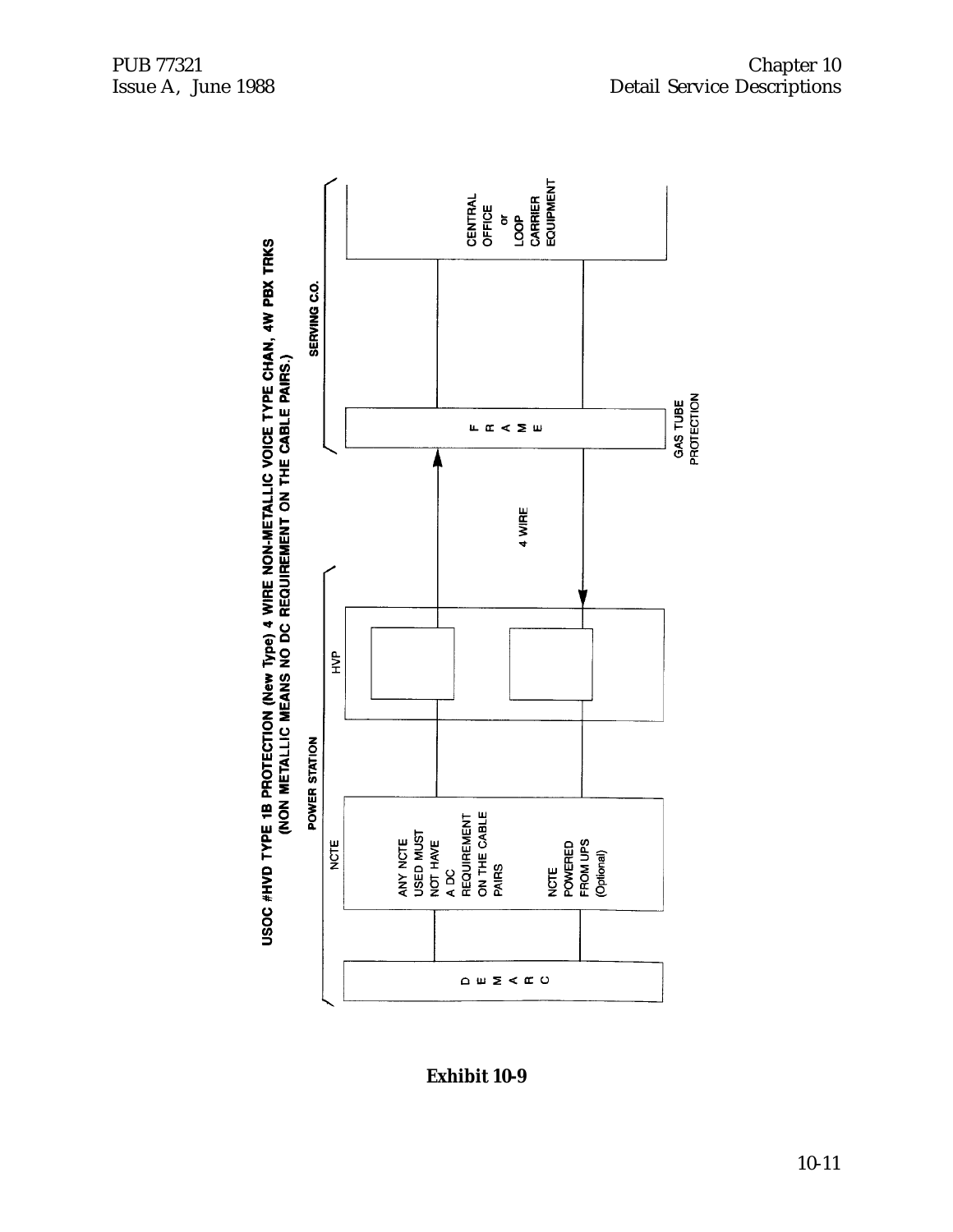USOC #HVD TYPE 1B PROTECTION (New Type) 4 WIRE NON-METALLIC VOICE TYPE CHAN, 4W PBX TRKS
(NON METALLIC MEANS NO DC REQUIREMENT ON THE CABLE PAIRS.)

POWER STATION

SERVING C.O.

DEMARC

NCTE

ANY NCTE USED MUST NOT HAVE A DC REQUIREMENT ON THE CABLE PAIRS

NCTE POWERED FROM UPS (Optional)

HVP

4 WIRE

FRAME

GAS TUBE PROTECTION

CENTRAL OFFICE or LOOP CARRIER EQUIPMENT

**Exhibit 10-9**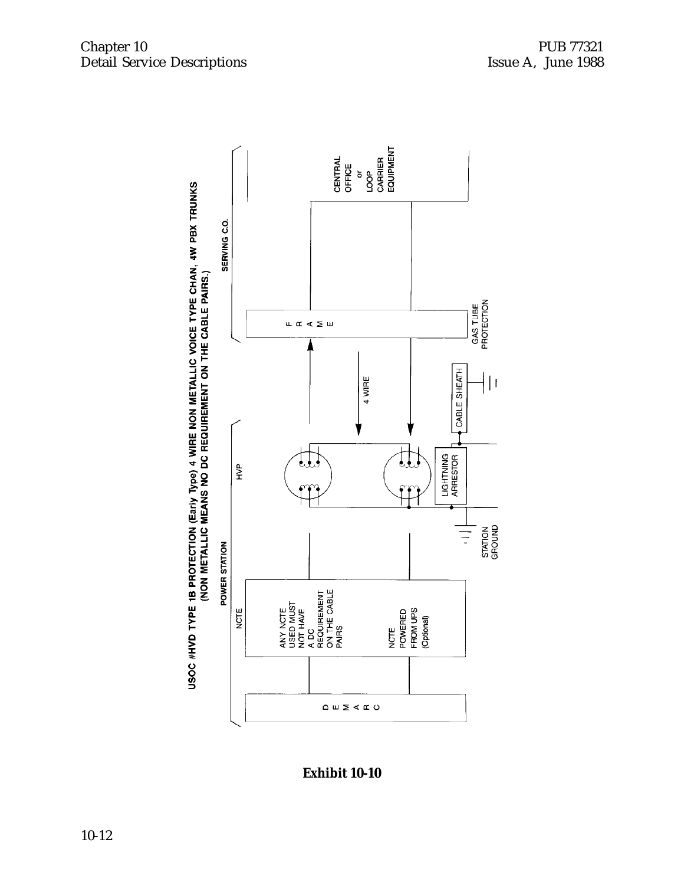USOC #HVD TYPE 1B PROTECTION (Early Type) 4 WIRE NON METALLIC VOICE TYPE CHAN, 4W PBX TRUNKS
(NON METALLIC MEANS NO DC REQUIREMENT ON THE CABLE PAIRS.)

POWER STATION

HVP

SERVING C.O.

DEMARC

NCTE

ANY NCTE USED MUST NOT HAVE A DC REQUIREMENT ON THE CABLE PAIRS

NCTE POWERED FROM UPS (Optional)

LIGHTNING ARRESTOR

STATION GROUND

CABLE SHEATH

4 WIRE

FRAME

GAS TUBE PROTECTION

CENTRAL OFFICE or LOOP CARRIER EQUIPMENT

**Exhibit 10-10**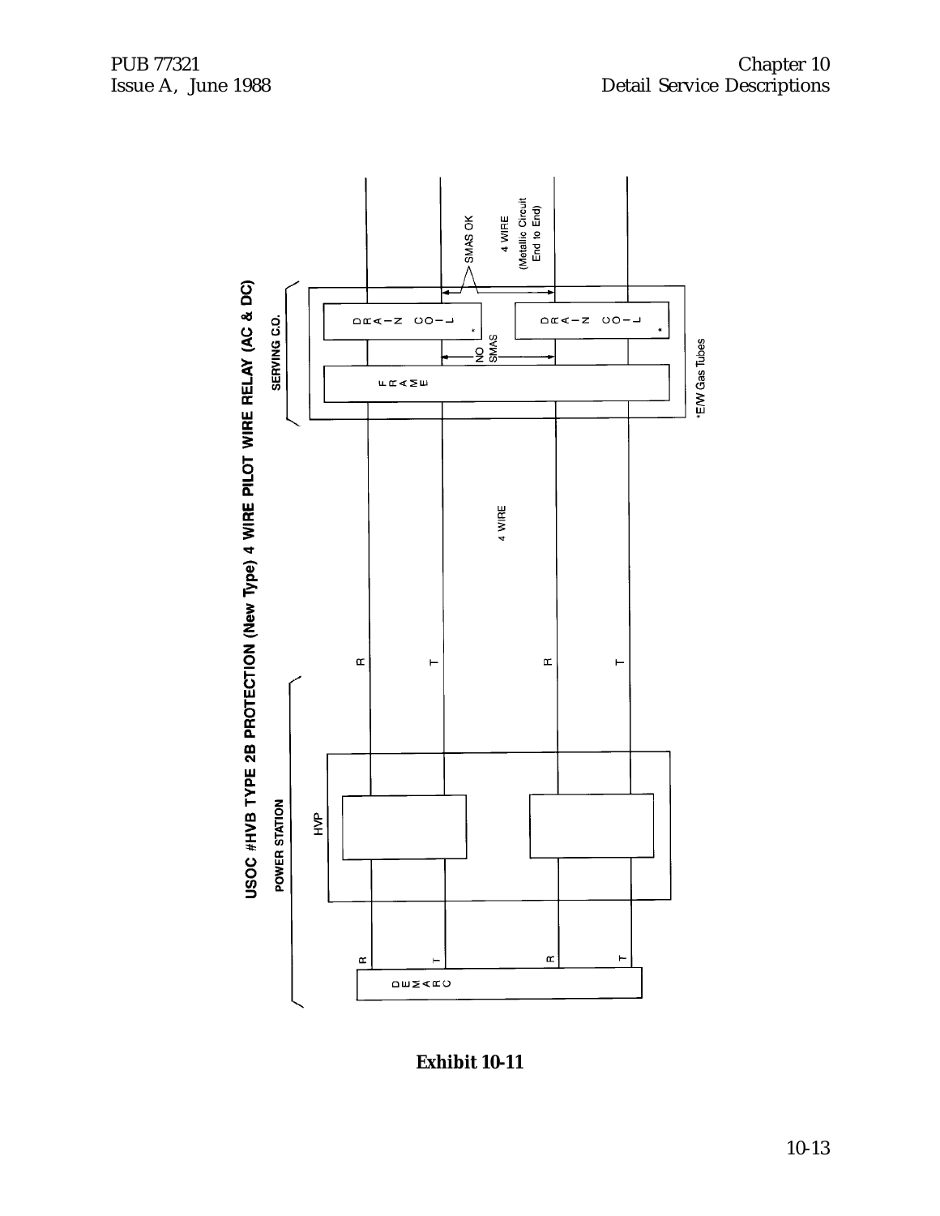USOC #HVB TYPE 2B PROTECTION (New Type) 4 WIRE PILOT WIRE RELAY (AC & DC)

POWER STATION

SERVING C.O.

HVP

DEMARC

R T R T

R T R T

4 WIRE

FRAME

DRAIN COIL *

DRAIN COIL *

NO SMAS

SMAS OK

4 WIRE (Metallic Circuit End to End)

*E/W Gas Tubes

**Exhibit 10-11**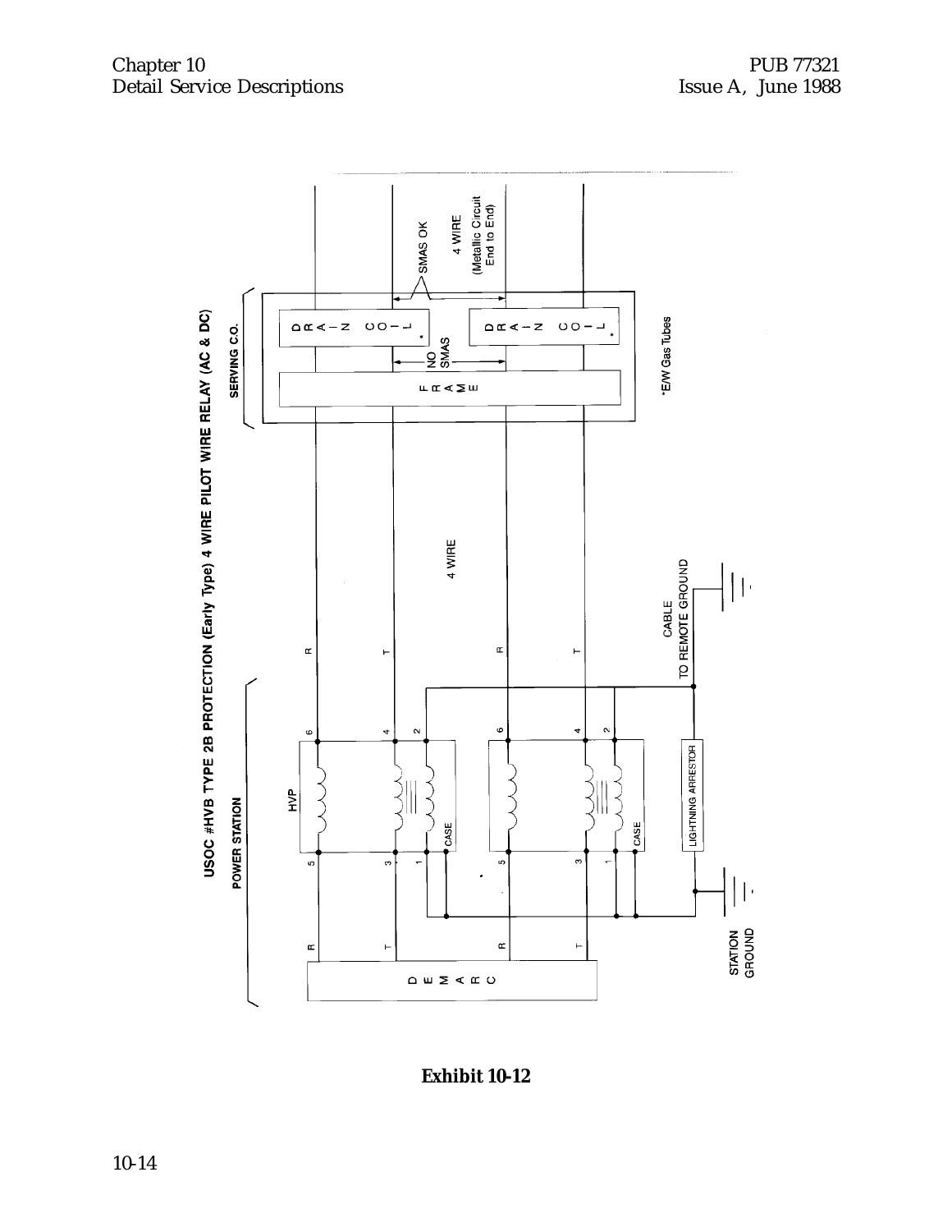USOC #HVB TYPE 2B PROTECTION (Early Type) 4 WIRE PILOT WIRE RELAY (AC & DC)

POWER STATION

SERVING C.O.

DEMARC

HVP

CASE

LIGHTNING ARRESTOR

STATION GROUND

CABLE TO REMOTE GROUND

4 WIRE

FRAME

DRAIN COIL *

NO SMAS

SMAS OK

4 WIRE (Metallic Circuit End to End)

*E/W Gas Tubes

**Exhibit 10-12**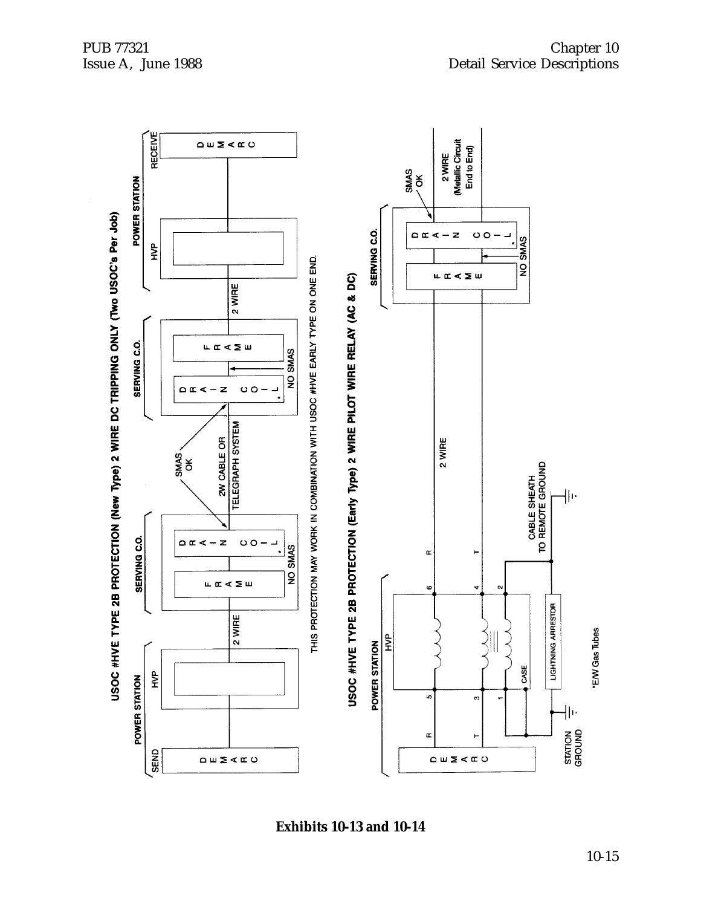USOC #HVE TYPE 2B PROTECTION (New Type) 2 WIRE DC TRIPPING ONLY (Two USOC's Per Job)

POWER STATION — SEND — DEMARC — HVP — 2 WIRE — SERVING C.O. — FRAME — DRAIN COIL* — NO SMAS — SMAS OK — 2W CABLE OR TELEGRAPH SYSTEM — SERVING C.O. — DRAIN COIL* — FRAME — NO SMAS — 2 WIRE — POWER STATION — HVP — RECEIVE — DEMARC

THIS PROTECTION MAY WORK IN COMBINATION WITH USOC #HVE EARLY TYPE ON ONE END.

USOC #HVE TYPE 2B PROTECTION (Early Type) 2 WIRE PILOT WIRE RELAY (AC & DC)

POWER STATION — DEMARC — R — T — 5 — 3 — 1 — HVP — CASE — 6 — 4 — 2 — R — T — LIGHTNING ARRESTOR — STATION GROUND — CABLE SHEATH TO REMOTE GROUND — 2 WIRE — SERVING C.O. — FRAME — DRAIN COIL* — NO SMAS — SMAS OK — 2 WIRE (Metallic Circuit End to End)

*E/W Gas Tubes

**Exhibits 10-13 and 10-14**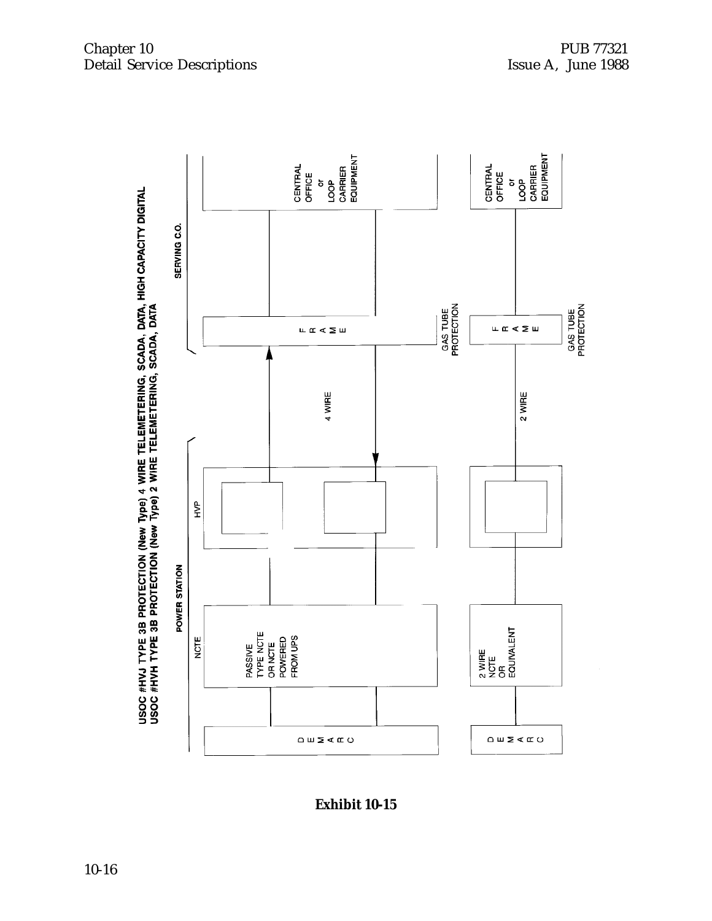USOC #HVJ TYPE 3B PROTECTION (New Type) 4 WIRE TELEMETERING, SCADA, DATA, HIGH CAPACITY DIGITAL
USOC #HVH TYPE 3B PROTECTION (New Type) 2 WIRE TELEMETERING, SCADA, DATA

POWER STATION

SERVING CO.

DEMARC

NCTE

PASSIVE TYPE NCTE OR NCTE POWERED FROM UPS

HVP

4 WIRE

FRAME

GAS TUBE PROTECTION

CENTRAL OFFICE or LOOP CARRIER EQUIPMENT

DEMARC

2 WIRE NCTE OR EQUIVALENT

2 WIRE

FRAME

GAS TUBE PROTECTION

CENTRAL OFFICE or LOOP CARRIER EQUIPMENT

**Exhibit 10-15**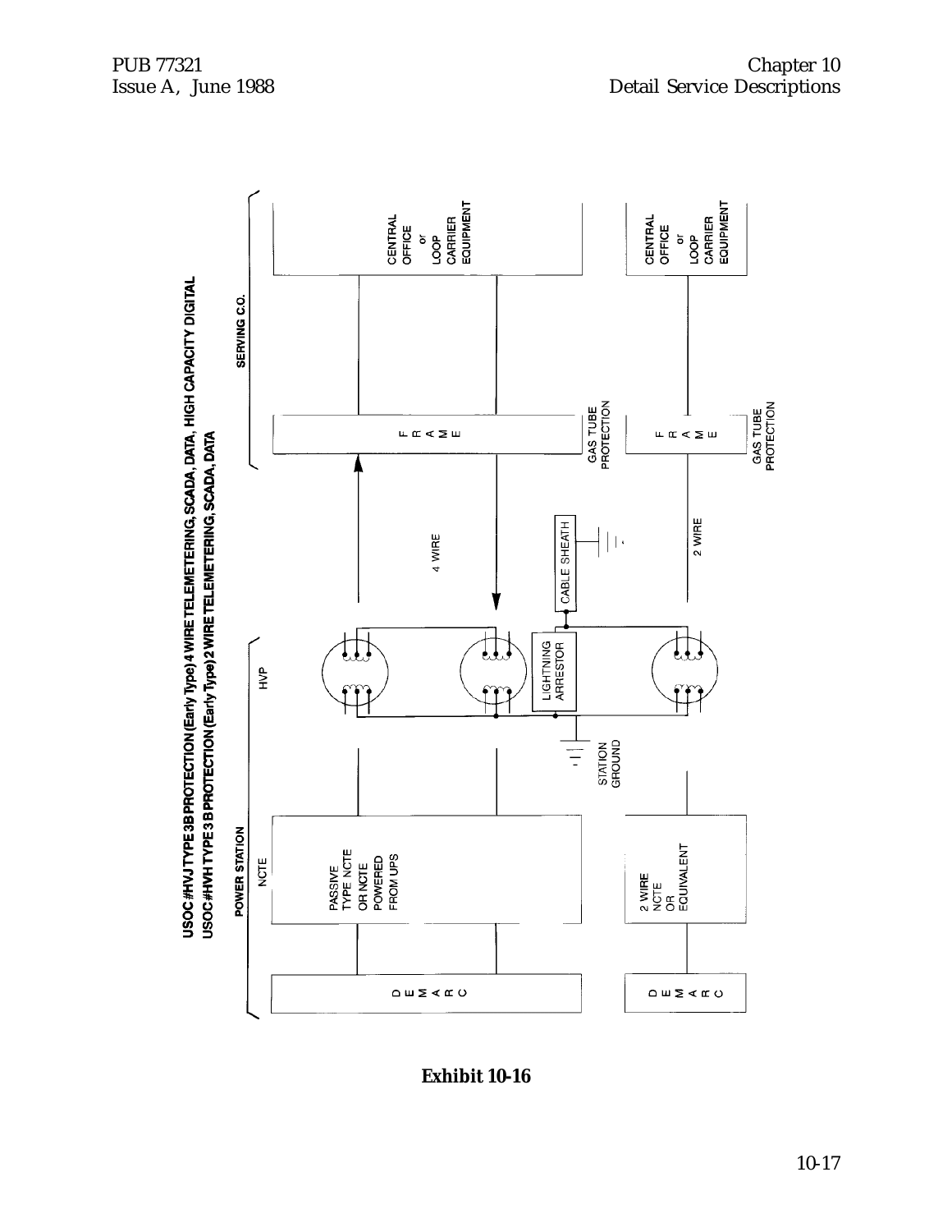USOC #HVJ TYPE 3B PROTECTION (Early Type) 4 WIRE TELEMETERING, SCADA, DATA, HIGH CAPACITY DIGITAL
USOC #HVH TYPE 3 B PROTECTION (Early Type) 2 WIRE TELEMETERING, SCADA, DATA

POWER STATION

NCTE

HVP

SERVING C.O.

DEMARC

PASSIVE TYPE NCTE OR NCTE POWERED FROM UPS

LIGHTNING ARRESTOR

CABLE SHEATH

STATION GROUND

4 WIRE

FRAME

GAS TUBE PROTECTION

CENTRAL OFFICE or LOOP CARRIER EQUIPMENT

DEMARC

2 WIRE NCTE OR EQUIVALENT

2 WIRE

FRAME

GAS TUBE PROTECTION

CENTRAL OFFICE or LOOP CARRIER EQUIPMENT

**Exhibit 10-16**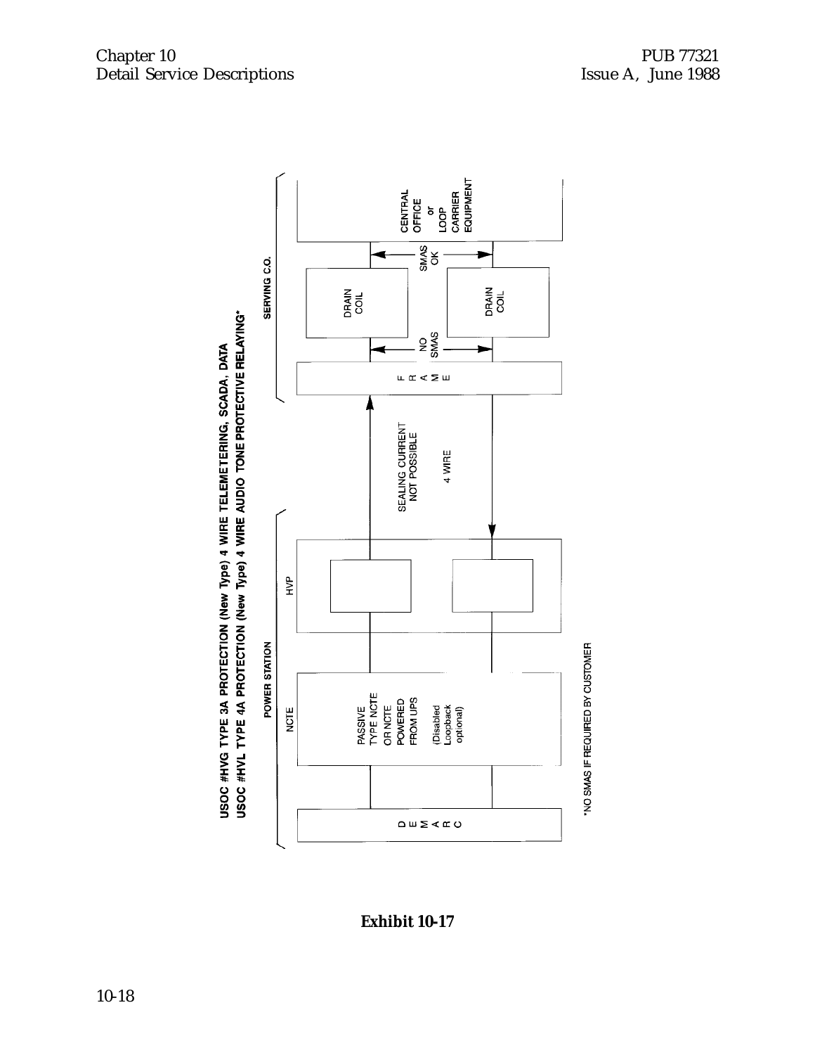USOC #HVG TYPE 3A PROTECTION (New Type) 4 WIRE TELEMETERING, SCADA, DATA

USOC #HVL TYPE 4A PROTECTION (New Type) 4 WIRE AUDIO TONE PROTECTIVE RELAYING*

POWER STATION

SERVING C.O.

DEMARC

NCTE

PASSIVE TYPE NCTE OR NCTE POWERED FROM UPS (Disabled Loopback optional)

HVP

SEALING CURRENT NOT POSSIBLE

4 WIRE

FRAME

NO SMAS

DRAIN COIL

DRAIN COIL

SMAS OK

CENTRAL OFFICE or LOOP CARRIER EQUIPMENT

*NO SMAS IF REQUIRED BY CUSTOMER

**Exhibit 10-17**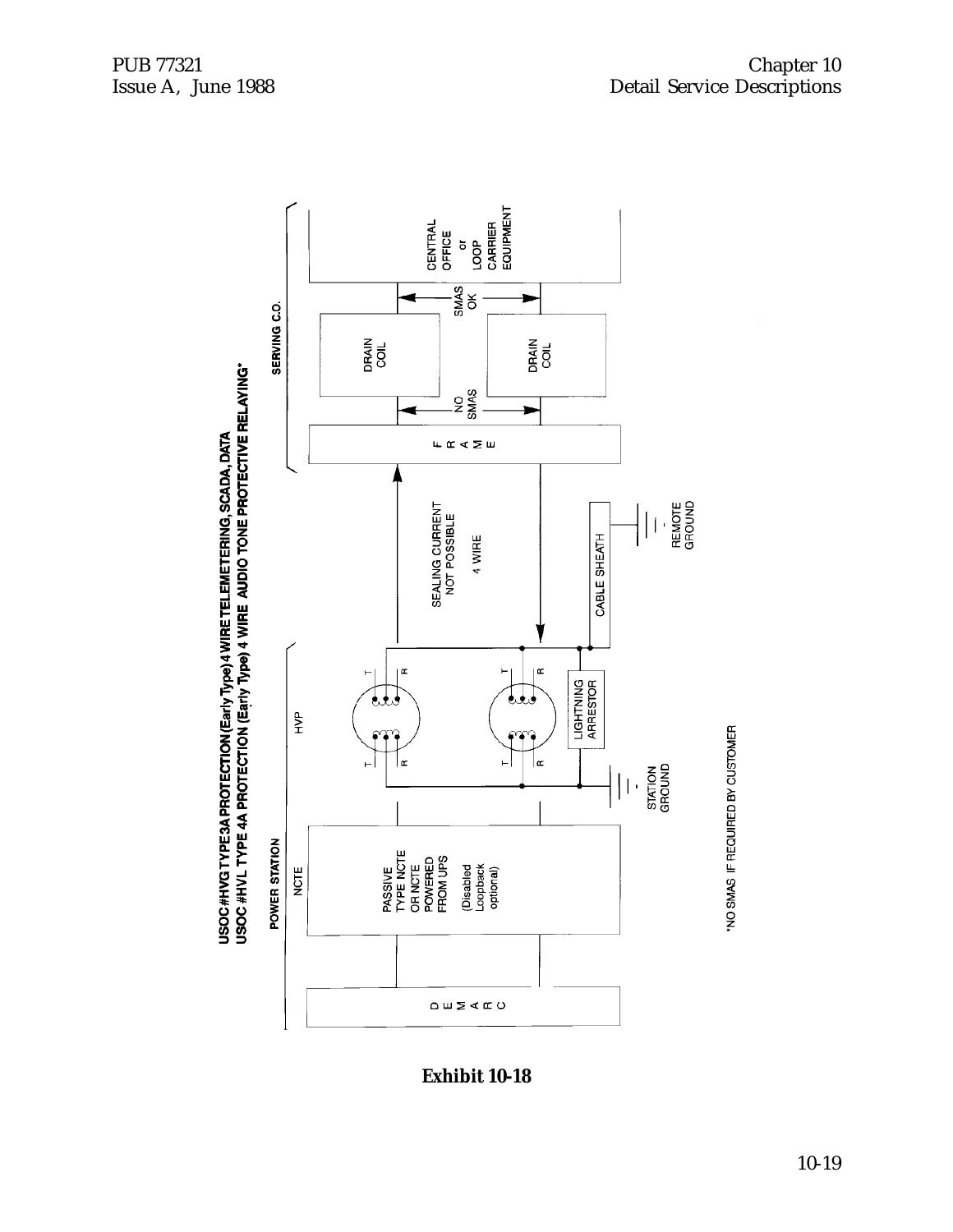USOC #HVG TYPE 3A PROTECTION (Early Type) 4 WIRE TELEMETERING, SCADA, DATA
USOC #HVL TYPE 4A PROTECTION (Early Type) 4 WIRE AUDIO TONE PROTECTIVE RELAYING*

POWER STATION

NCTE

HVP

SERVING C.O.

DEMARC

PASSIVE TYPE NCTE OR NCTE POWERED FROM UPS

(Disabled Loopback optional)

T R T R

T R T R

LIGHTNING ARRESTOR

STATION GROUND

SEALING CURRENT NOT POSSIBLE

4 WIRE

CABLE SHEATH

REMOTE GROUND

FRAME

NO SMAS

DRAIN COIL

DRAIN COIL

SMAS OK

CENTRAL OFFICE or LOOP CARRIER EQUIPMENT

*NO SMAS IF REQUIRED BY CUSTOMER

**Exhibit 10-18**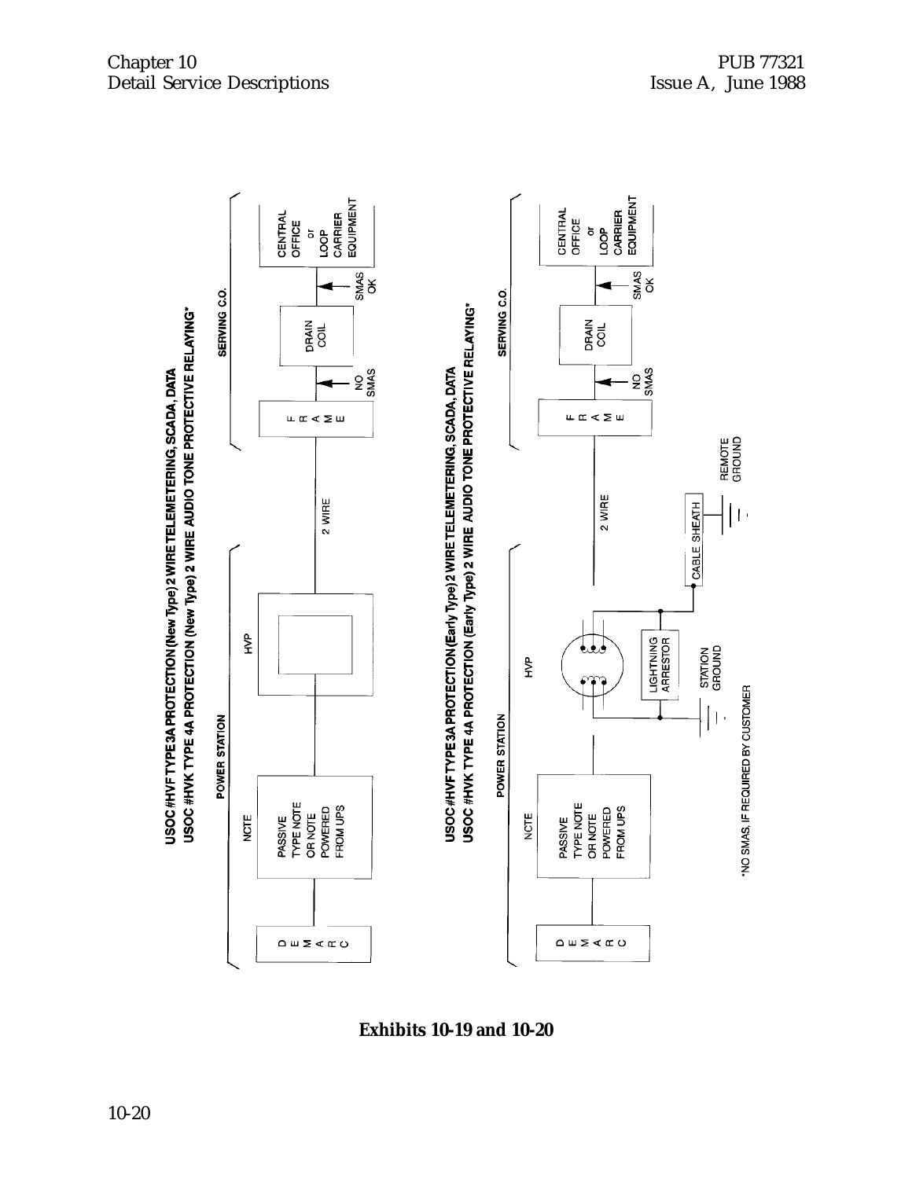USOC #HVF TYPE 3A PROTECTION (New Type) 2 WIRE TELEMETERING, SCADA, DATA
USOC #HVK TYPE 4A PROTECTION (New Type) 2 WIRE AUDIO TONE PROTECTIVE RELAYING*

POWER STATION — SERVING C.O.

DEMARC — NCTE (PASSIVE TYPE NOTE OR NOTE POWERED FROM UPS) — HVP — 2 WIRE — FRAME — NO SMAS — DRAIN COIL — SMAS OK — CENTRAL OFFICE or LOOP CARRIER EQUIPMENT

USOC #HVF TYPE 3A PROTECTION (Early Type) 2 WIRE TELEMETERING, SCADA, DATA
USOC #HVK TYPE 4A PROTECTION (Early Type) 2 WIRE AUDIO TONE PROTECTIVE RELAYING*

POWER STATION — SERVING C.O.

DEMARC — NCTE (PASSIVE TYPE NOTE OR NOTE POWERED FROM UPS) — HVP — 2 WIRE — FRAME — NO SMAS — DRAIN COIL — SMAS OK — CENTRAL OFFICE or LOOP CARRIER EQUIPMENT

LIGHTNING ARRESTOR — STATION GROUND — CABLE SHEATH — REMOTE GROUND

*NO SMAS, IF REQUIRED BY CUSTOMER

**Exhibits 10-19 and 10-20**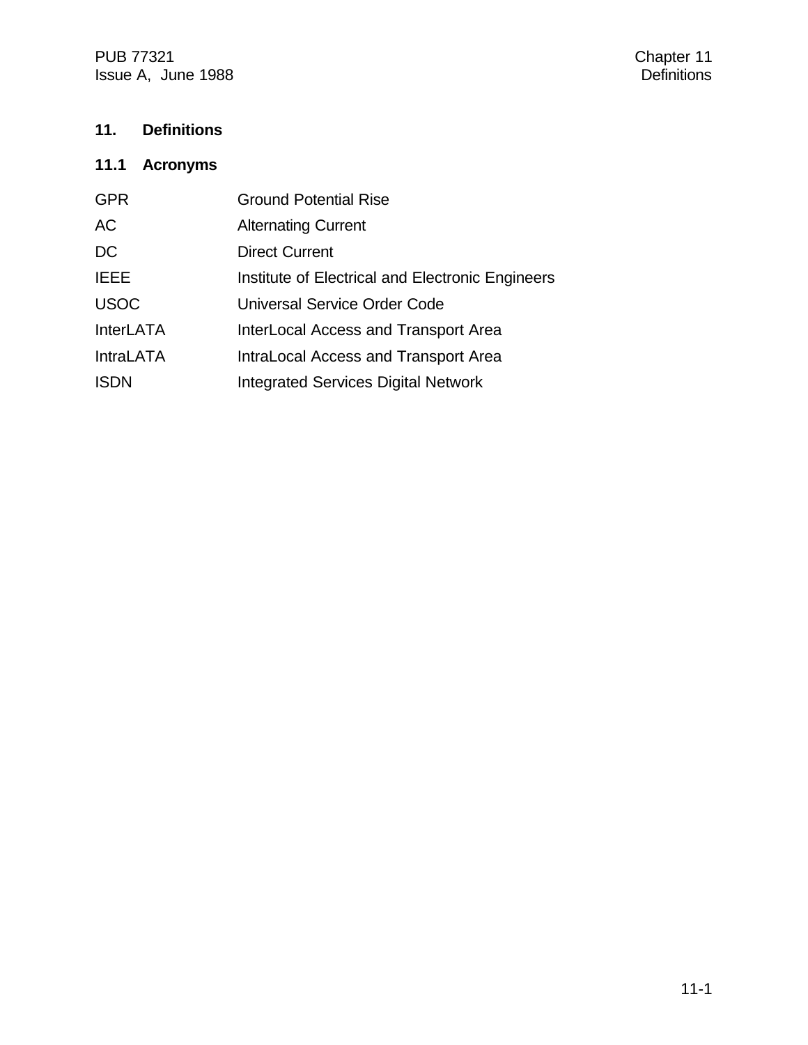## 11. Definitions

### 11.1 Acronyms

| | |
|---|---|
| GPR | Ground Potential Rise |
| AC | Alternating Current |
| DC | Direct Current |
| IEEE | Institute of Electrical and Electronic Engineers |
| USOC | Universal Service Order Code |
| InterLATA | InterLocal Access and Transport Area |
| IntraLATA | IntraLocal Access and Transport Area |
| ISDN | Integrated Services Digital Network |